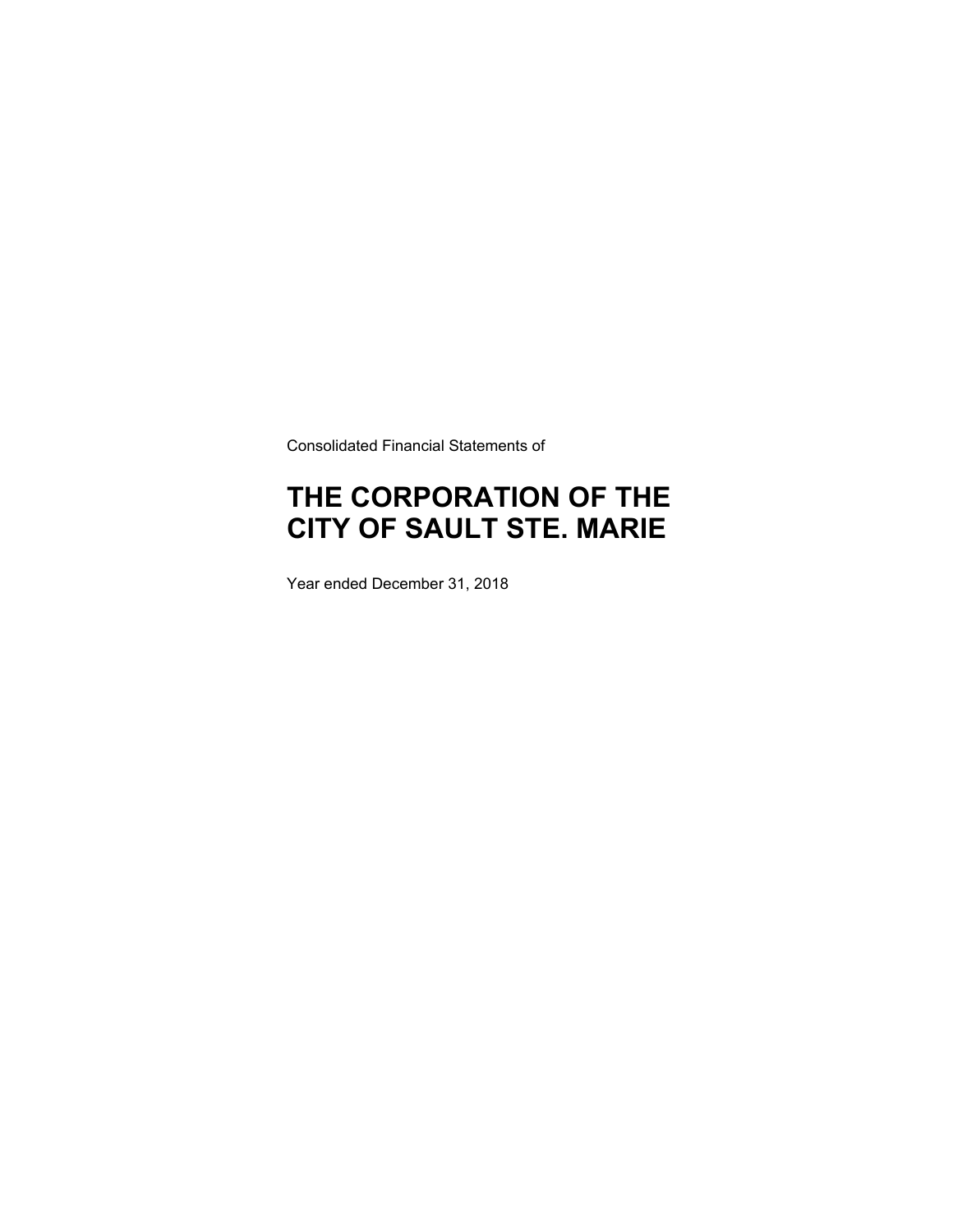Consolidated Financial Statements of

# THE CORPORATION OF THE CITY OF SAULT STE. MARIE

Year ended December 31, 2018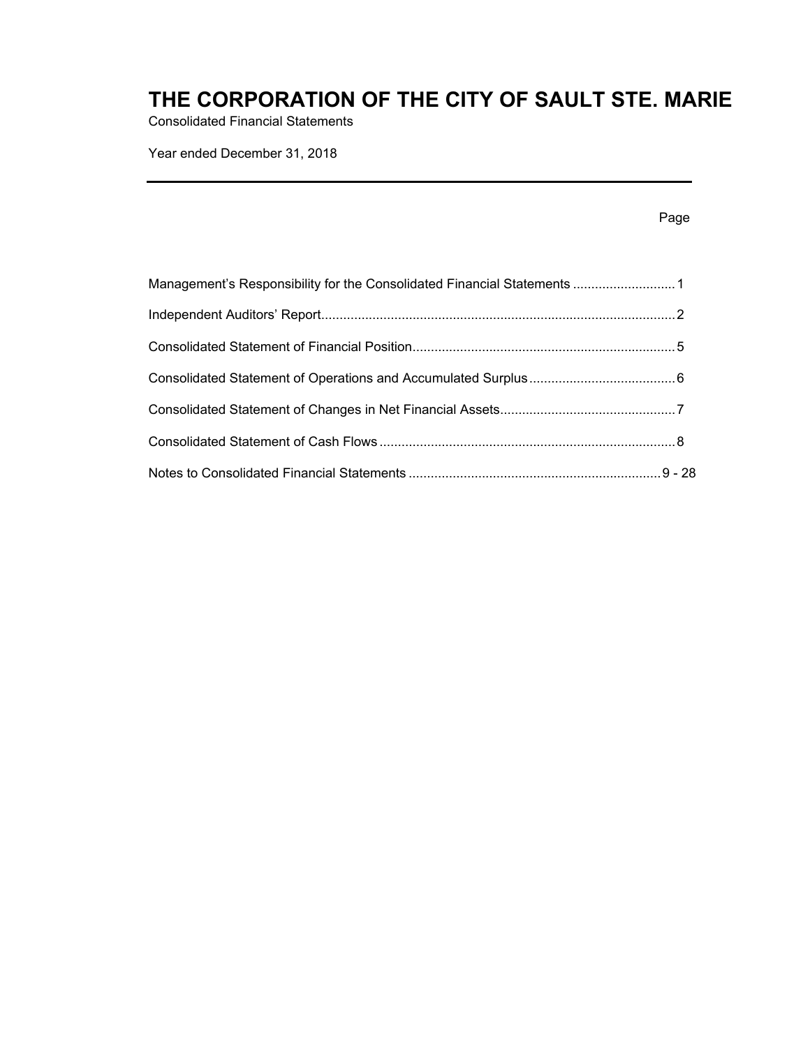# THE CORPORATION OF THE CITY OF SAULT STE. MARIE

Consolidated Financial Statements

Year ended December 31, 2018

| | Page |
|---|---|
| Management's Responsibility for the Consolidated Financial Statements | 1 |
| Independent Auditors' Report | 2 |
| Consolidated Statement of Financial Position | 5 |
| Consolidated Statement of Operations and Accumulated Surplus | 6 |
| Consolidated Statement of Changes in Net Financial Assets | 7 |
| Consolidated Statement of Cash Flows | 8 |
| Notes to Consolidated Financial Statements | 9 - 28 |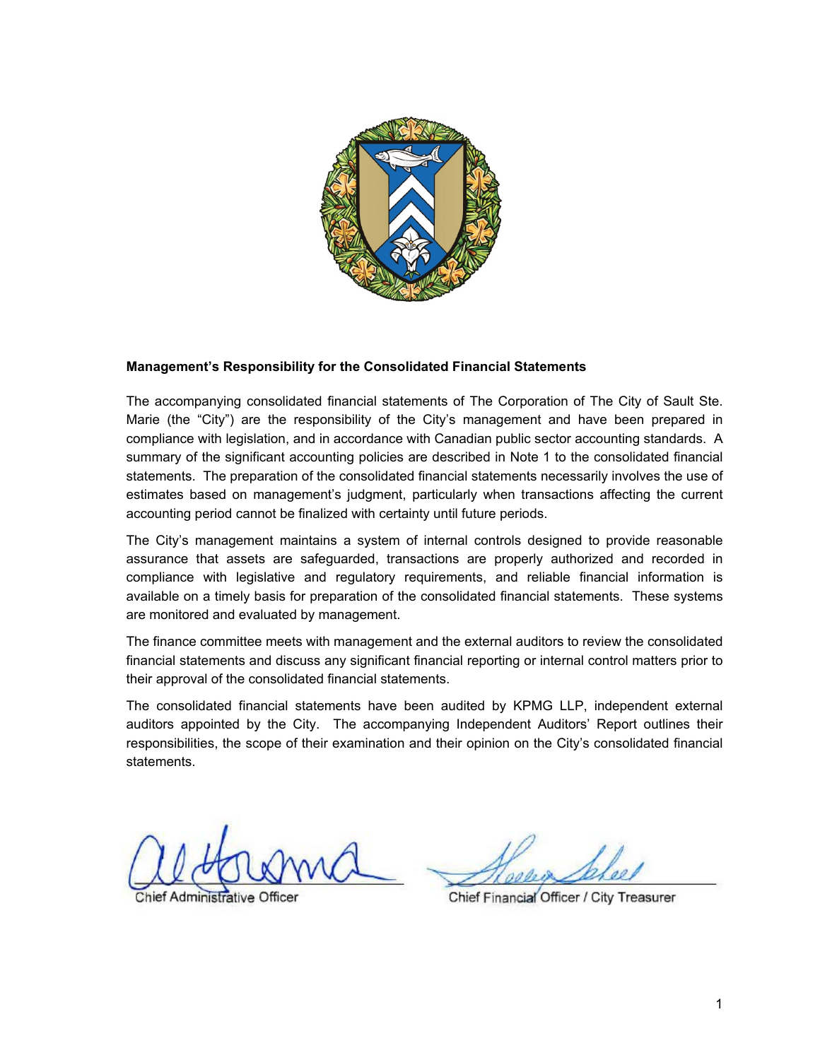**Management's Responsibility for the Consolidated Financial Statements**

The accompanying consolidated financial statements of The Corporation of The City of Sault Ste. Marie (the "City") are the responsibility of the City's management and have been prepared in compliance with legislation, and in accordance with Canadian public sector accounting standards. A summary of the significant accounting policies are described in Note 1 to the consolidated financial statements. The preparation of the consolidated financial statements necessarily involves the use of estimates based on management's judgment, particularly when transactions affecting the current accounting period cannot be finalized with certainty until future periods.

The City's management maintains a system of internal controls designed to provide reasonable assurance that assets are safeguarded, transactions are properly authorized and recorded in compliance with legislative and regulatory requirements, and reliable financial information is available on a timely basis for preparation of the consolidated financial statements. These systems are monitored and evaluated by management.

The finance committee meets with management and the external auditors to review the consolidated financial statements and discuss any significant financial reporting or internal control matters prior to their approval of the consolidated financial statements.

The consolidated financial statements have been audited by KPMG LLP, independent external auditors appointed by the City. The accompanying Independent Auditors' Report outlines their responsibilities, the scope of their examination and their opinion on the City's consolidated financial statements.

Chief Administrative Officer

Chief Financial Officer / City Treasurer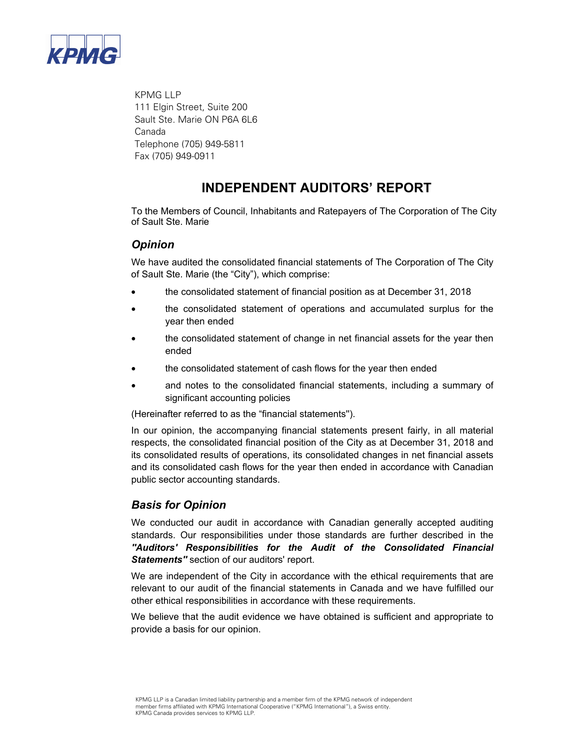KPMG LLP
111 Elgin Street, Suite 200
Sault Ste. Marie ON P6A 6L6
Canada
Telephone (705) 949-5811
Fax (705) 949-0911

# INDEPENDENT AUDITORS' REPORT

To the Members of Council, Inhabitants and Ratepayers of The Corporation of The City of Sault Ste. Marie

## *Opinion*

We have audited the consolidated financial statements of The Corporation of The City of Sault Ste. Marie (the "City"), which comprise:

- the consolidated statement of financial position as at December 31, 2018
- the consolidated statement of operations and accumulated surplus for the year then ended
- the consolidated statement of change in net financial assets for the year then ended
- the consolidated statement of cash flows for the year then ended
- and notes to the consolidated financial statements, including a summary of significant accounting policies

(Hereinafter referred to as the "financial statements").

In our opinion, the accompanying financial statements present fairly, in all material respects, the consolidated financial position of the City as at December 31, 2018 and its consolidated results of operations, its consolidated changes in net financial assets and its consolidated cash flows for the year then ended in accordance with Canadian public sector accounting standards.

## *Basis for Opinion*

We conducted our audit in accordance with Canadian generally accepted auditing standards. Our responsibilities under those standards are further described in the ***"Auditors' Responsibilities for the Audit of the Consolidated Financial Statements"*** section of our auditors' report.

We are independent of the City in accordance with the ethical requirements that are relevant to our audit of the financial statements in Canada and we have fulfilled our other ethical responsibilities in accordance with these requirements.

We believe that the audit evidence we have obtained is sufficient and appropriate to provide a basis for our opinion.

KPMG LLP is a Canadian limited liability partnership and a member firm of the KPMG network of independent member firms affiliated with KPMG International Cooperative ("KPMG International"), a Swiss entity. KPMG Canada provides services to KPMG LLP.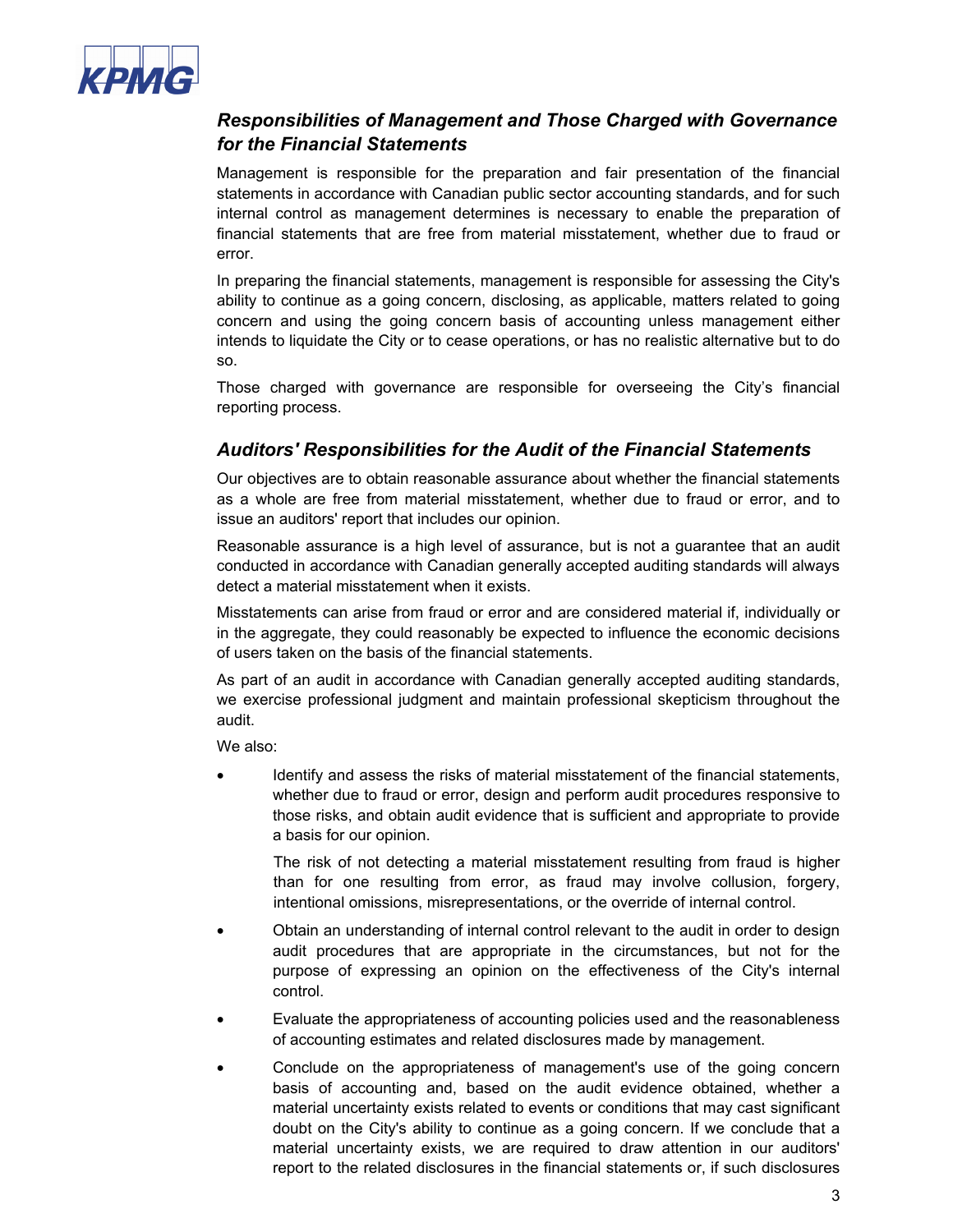### *Responsibilities of Management and Those Charged with Governance for the Financial Statements*

Management is responsible for the preparation and fair presentation of the financial statements in accordance with Canadian public sector accounting standards, and for such internal control as management determines is necessary to enable the preparation of financial statements that are free from material misstatement, whether due to fraud or error.

In preparing the financial statements, management is responsible for assessing the City's ability to continue as a going concern, disclosing, as applicable, matters related to going concern and using the going concern basis of accounting unless management either intends to liquidate the City or to cease operations, or has no realistic alternative but to do so.

Those charged with governance are responsible for overseeing the City's financial reporting process.

### *Auditors' Responsibilities for the Audit of the Financial Statements*

Our objectives are to obtain reasonable assurance about whether the financial statements as a whole are free from material misstatement, whether due to fraud or error, and to issue an auditors' report that includes our opinion.

Reasonable assurance is a high level of assurance, but is not a guarantee that an audit conducted in accordance with Canadian generally accepted auditing standards will always detect a material misstatement when it exists.

Misstatements can arise from fraud or error and are considered material if, individually or in the aggregate, they could reasonably be expected to influence the economic decisions of users taken on the basis of the financial statements.

As part of an audit in accordance with Canadian generally accepted auditing standards, we exercise professional judgment and maintain professional skepticism throughout the audit.

We also:

- Identify and assess the risks of material misstatement of the financial statements, whether due to fraud or error, design and perform audit procedures responsive to those risks, and obtain audit evidence that is sufficient and appropriate to provide a basis for our opinion.

  The risk of not detecting a material misstatement resulting from fraud is higher than for one resulting from error, as fraud may involve collusion, forgery, intentional omissions, misrepresentations, or the override of internal control.

- Obtain an understanding of internal control relevant to the audit in order to design audit procedures that are appropriate in the circumstances, but not for the purpose of expressing an opinion on the effectiveness of the City's internal control.

- Evaluate the appropriateness of accounting policies used and the reasonableness of accounting estimates and related disclosures made by management.

- Conclude on the appropriateness of management's use of the going concern basis of accounting and, based on the audit evidence obtained, whether a material uncertainty exists related to events or conditions that may cast significant doubt on the City's ability to continue as a going concern. If we conclude that a material uncertainty exists, we are required to draw attention in our auditors' report to the related disclosures in the financial statements or, if such disclosures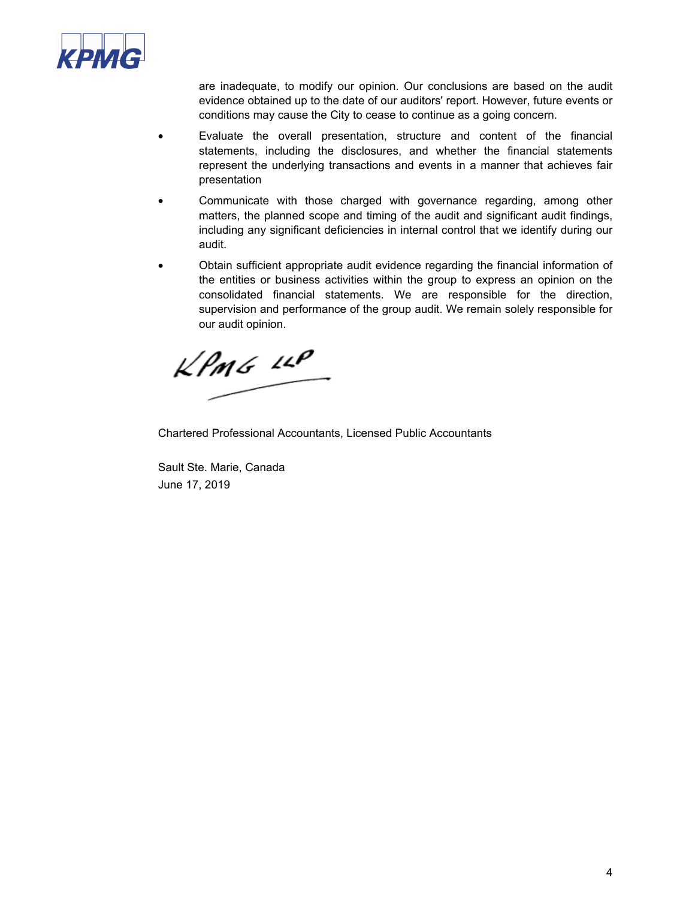are inadequate, to modify our opinion. Our conclusions are based on the audit evidence obtained up to the date of our auditors' report. However, future events or conditions may cause the City to cease to continue as a going concern.

- Evaluate the overall presentation, structure and content of the financial statements, including the disclosures, and whether the financial statements represent the underlying transactions and events in a manner that achieves fair presentation
- Communicate with those charged with governance regarding, among other matters, the planned scope and timing of the audit and significant audit findings, including any significant deficiencies in internal control that we identify during our audit.
- Obtain sufficient appropriate audit evidence regarding the financial information of the entities or business activities within the group to express an opinion on the consolidated financial statements. We are responsible for the direction, supervision and performance of the group audit. We remain solely responsible for our audit opinion.

KPMG LLP

Chartered Professional Accountants, Licensed Public Accountants

Sault Ste. Marie, Canada
June 17, 2019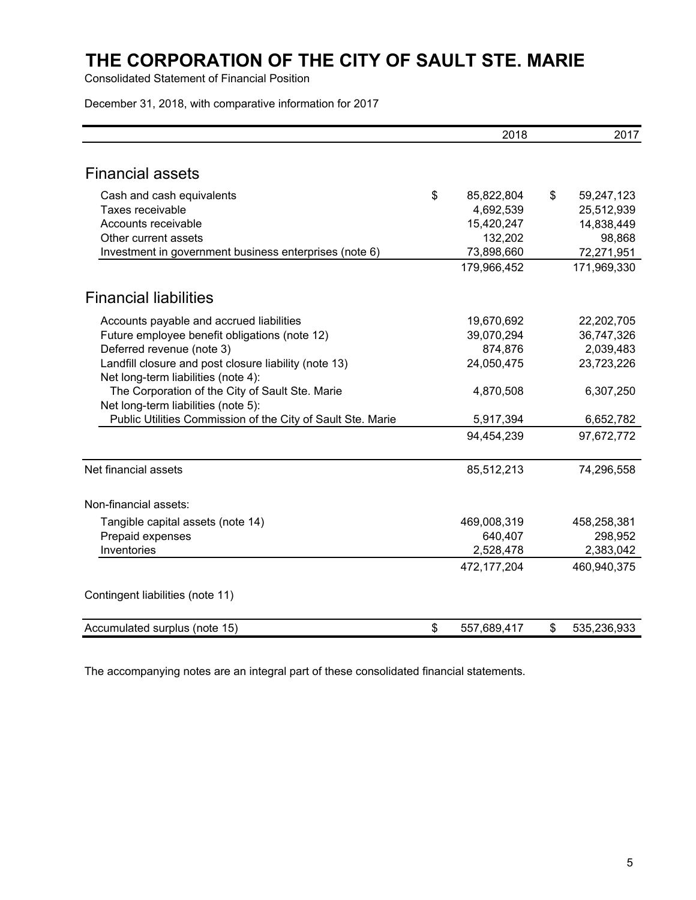# THE CORPORATION OF THE CITY OF SAULT STE. MARIE

Consolidated Statement of Financial Position

December 31, 2018, with comparative information for 2017

| | 2018 | 2017 |
|---|---|---|
| **Financial assets** | | |
| Cash and cash equivalents | $ 85,822,804 | $ 59,247,123 |
| Taxes receivable | 4,692,539 | 25,512,939 |
| Accounts receivable | 15,420,247 | 14,838,449 |
| Other current assets | 132,202 | 98,868 |
| Investment in government business enterprises (note 6) | 73,898,660 | 72,271,951 |
| | 179,966,452 | 171,969,330 |
| **Financial liabilities** | | |
| Accounts payable and accrued liabilities | 19,670,692 | 22,202,705 |
| Future employee benefit obligations (note 12) | 39,070,294 | 36,747,326 |
| Deferred revenue (note 3) | 874,876 | 2,039,483 |
| Landfill closure and post closure liability (note 13) | 24,050,475 | 23,723,226 |
| Net long-term liabilities (note 4): | | |
| The Corporation of the City of Sault Ste. Marie | 4,870,508 | 6,307,250 |
| Net long-term liabilities (note 5): | | |
| Public Utilities Commission of the City of Sault Ste. Marie | 5,917,394 | 6,652,782 |
| | 94,454,239 | 97,672,772 |
| Net financial assets | 85,512,213 | 74,296,558 |
| Non-financial assets: | | |
| Tangible capital assets (note 14) | 469,008,319 | 458,258,381 |
| Prepaid expenses | 640,407 | 298,952 |
| Inventories | 2,528,478 | 2,383,042 |
| | 472,177,204 | 460,940,375 |
| Contingent liabilities (note 11) | | |
| Accumulated surplus (note 15) | $ 557,689,417 | $ 535,236,933 |

The accompanying notes are an integral part of these consolidated financial statements.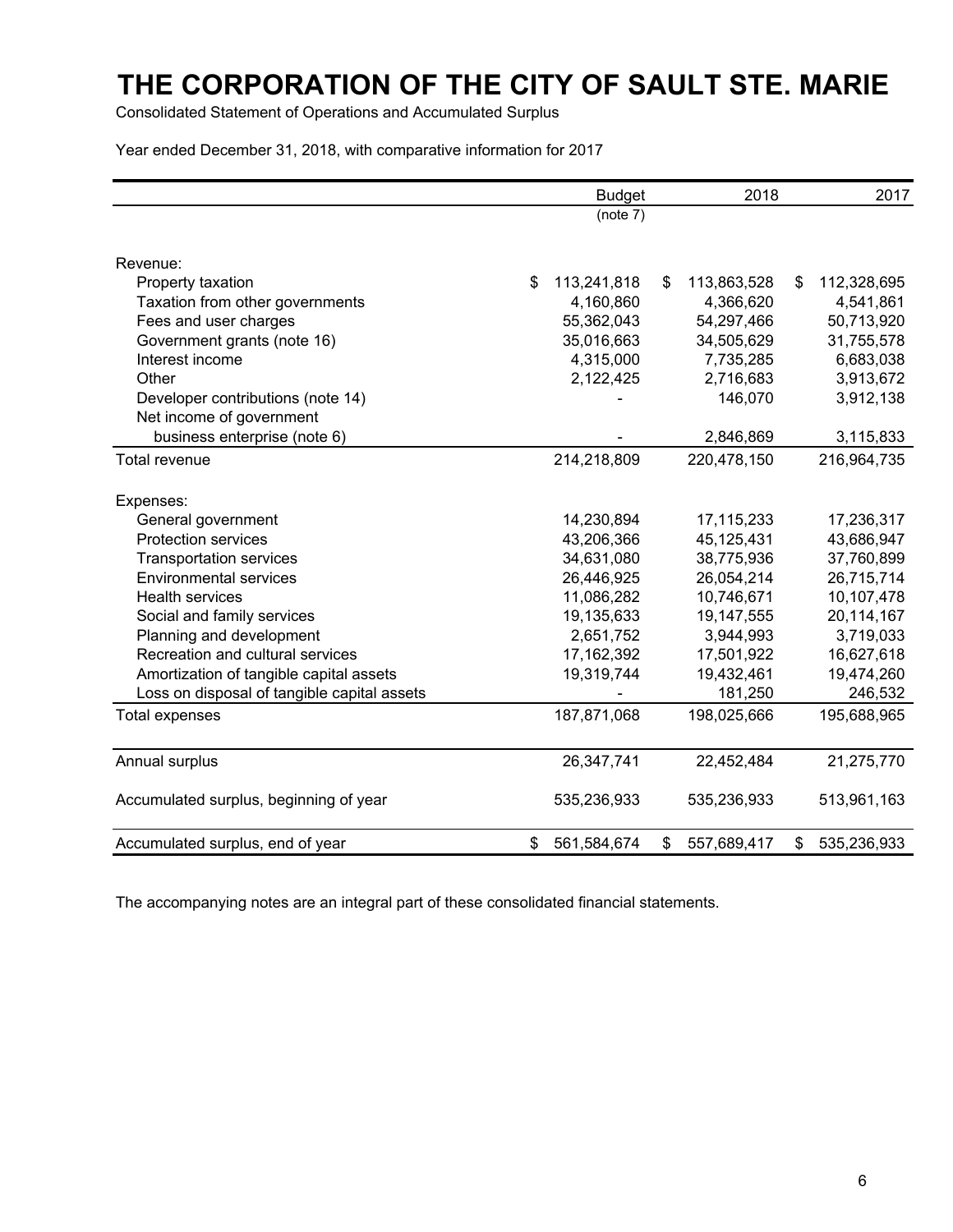# THE CORPORATION OF THE CITY OF SAULT STE. MARIE

Consolidated Statement of Operations and Accumulated Surplus

Year ended December 31, 2018, with comparative information for 2017

| | Budget (note 7) | 2018 | 2017 |
|---|---|---|---|
| Revenue: | | | |
| Property taxation | $ 113,241,818 | $ 113,863,528 | $ 112,328,695 |
| Taxation from other governments | 4,160,860 | 4,366,620 | 4,541,861 |
| Fees and user charges | 55,362,043 | 54,297,466 | 50,713,920 |
| Government grants (note 16) | 35,016,663 | 34,505,629 | 31,755,578 |
| Interest income | 4,315,000 | 7,735,285 | 6,683,038 |
| Other | 2,122,425 | 2,716,683 | 3,913,672 |
| Developer contributions (note 14) | - | 146,070 | 3,912,138 |
| Net income of government business enterprise (note 6) | - | 2,846,869 | 3,115,833 |
| Total revenue | 214,218,809 | 220,478,150 | 216,964,735 |
| Expenses: | | | |
| General government | 14,230,894 | 17,115,233 | 17,236,317 |
| Protection services | 43,206,366 | 45,125,431 | 43,686,947 |
| Transportation services | 34,631,080 | 38,775,936 | 37,760,899 |
| Environmental services | 26,446,925 | 26,054,214 | 26,715,714 |
| Health services | 11,086,282 | 10,746,671 | 10,107,478 |
| Social and family services | 19,135,633 | 19,147,555 | 20,114,167 |
| Planning and development | 2,651,752 | 3,944,993 | 3,719,033 |
| Recreation and cultural services | 17,162,392 | 17,501,922 | 16,627,618 |
| Amortization of tangible capital assets | 19,319,744 | 19,432,461 | 19,474,260 |
| Loss on disposal of tangible capital assets | - | 181,250 | 246,532 |
| Total expenses | 187,871,068 | 198,025,666 | 195,688,965 |
| Annual surplus | 26,347,741 | 22,452,484 | 21,275,770 |
| Accumulated surplus, beginning of year | 535,236,933 | 535,236,933 | 513,961,163 |
| Accumulated surplus, end of year | $ 561,584,674 | $ 557,689,417 | $ 535,236,933 |

The accompanying notes are an integral part of these consolidated financial statements.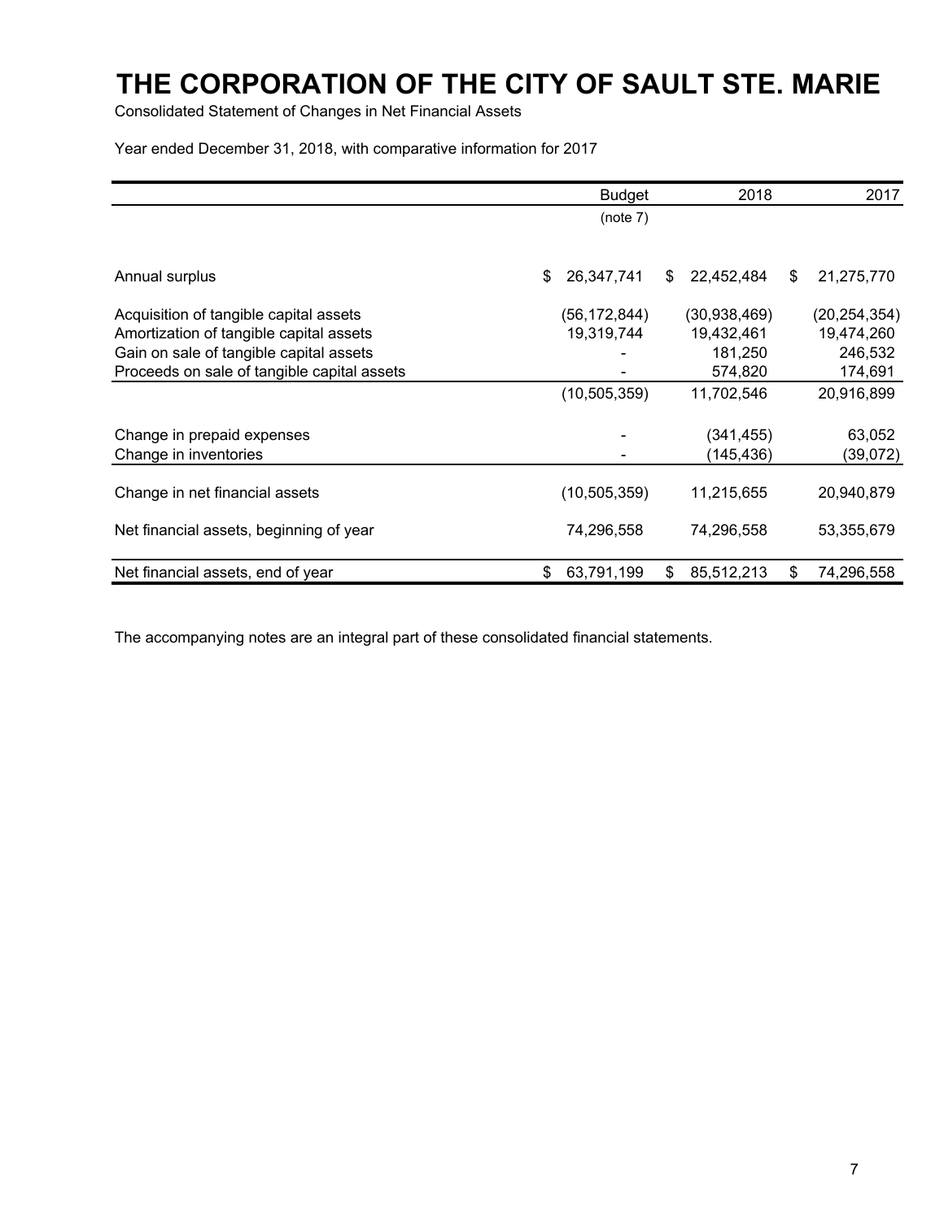# THE CORPORATION OF THE CITY OF SAULT STE. MARIE

Consolidated Statement of Changes in Net Financial Assets

Year ended December 31, 2018, with comparative information for 2017

| | Budget (note 7) | 2018 | 2017 |
|---|---|---|---|
| Annual surplus | $ 26,347,741 | $ 22,452,484 | $ 21,275,770 |
| Acquisition of tangible capital assets | (56,172,844) | (30,938,469) | (20,254,354) |
| Amortization of tangible capital assets | 19,319,744 | 19,432,461 | 19,474,260 |
| Gain on sale of tangible capital assets | - | 181,250 | 246,532 |
| Proceeds on sale of tangible capital assets | - | 574,820 | 174,691 |
| | (10,505,359) | 11,702,546 | 20,916,899 |
| Change in prepaid expenses | - | (341,455) | 63,052 |
| Change in inventories | - | (145,436) | (39,072) |
| Change in net financial assets | (10,505,359) | 11,215,655 | 20,940,879 |
| Net financial assets, beginning of year | 74,296,558 | 74,296,558 | 53,355,679 |
| Net financial assets, end of year | $ 63,791,199 | $ 85,512,213 | $ 74,296,558 |

The accompanying notes are an integral part of these consolidated financial statements.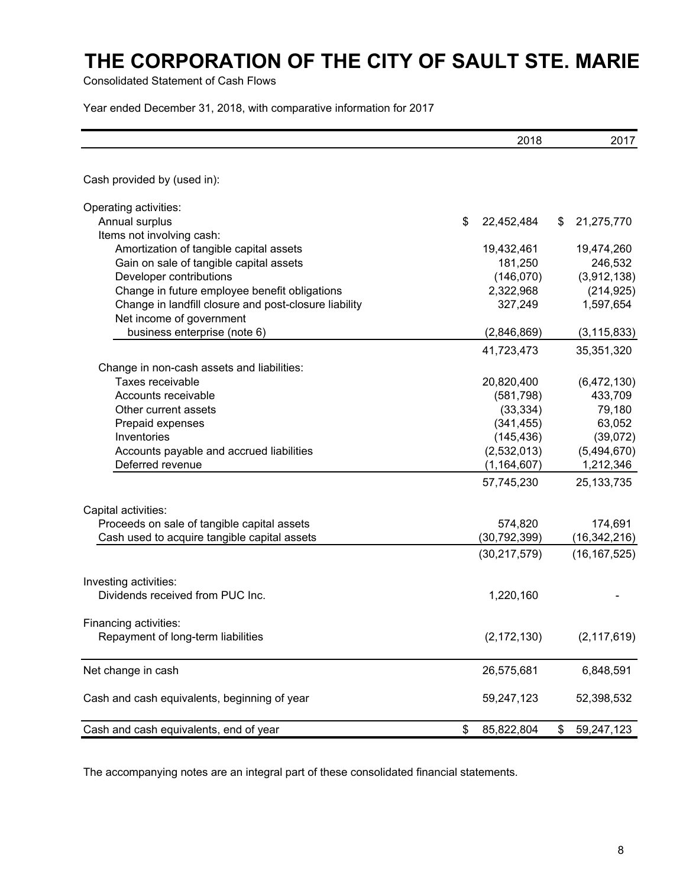# THE CORPORATION OF THE CITY OF SAULT STE. MARIE

Consolidated Statement of Cash Flows

Year ended December 31, 2018, with comparative information for 2017

| | 2018 | 2017 |
|---|---|---|
| Cash provided by (used in): | | |
| Operating activities: | | |
| Annual surplus | $ 22,452,484 | $ 21,275,770 |
| Items not involving cash: | | |
| Amortization of tangible capital assets | 19,432,461 | 19,474,260 |
| Gain on sale of tangible capital assets | 181,250 | 246,532 |
| Developer contributions | (146,070) | (3,912,138) |
| Change in future employee benefit obligations | 2,322,968 | (214,925) |
| Change in landfill closure and post-closure liability | 327,249 | 1,597,654 |
| Net income of government business enterprise (note 6) | (2,846,869) | (3,115,833) |
| | 41,723,473 | 35,351,320 |
| Change in non-cash assets and liabilities: | | |
| Taxes receivable | 20,820,400 | (6,472,130) |
| Accounts receivable | (581,798) | 433,709 |
| Other current assets | (33,334) | 79,180 |
| Prepaid expenses | (341,455) | 63,052 |
| Inventories | (145,436) | (39,072) |
| Accounts payable and accrued liabilities | (2,532,013) | (5,494,670) |
| Deferred revenue | (1,164,607) | 1,212,346 |
| | 57,745,230 | 25,133,735 |
| Capital activities: | | |
| Proceeds on sale of tangible capital assets | 574,820 | 174,691 |
| Cash used to acquire tangible capital assets | (30,792,399) | (16,342,216) |
| | (30,217,579) | (16,167,525) |
| Investing activities: | | |
| Dividends received from PUC Inc. | 1,220,160 | - |
| Financing activities: | | |
| Repayment of long-term liabilities | (2,172,130) | (2,117,619) |
| Net change in cash | 26,575,681 | 6,848,591 |
| Cash and cash equivalents, beginning of year | 59,247,123 | 52,398,532 |
| Cash and cash equivalents, end of year | $ 85,822,804 | $ 59,247,123 |

The accompanying notes are an integral part of these consolidated financial statements.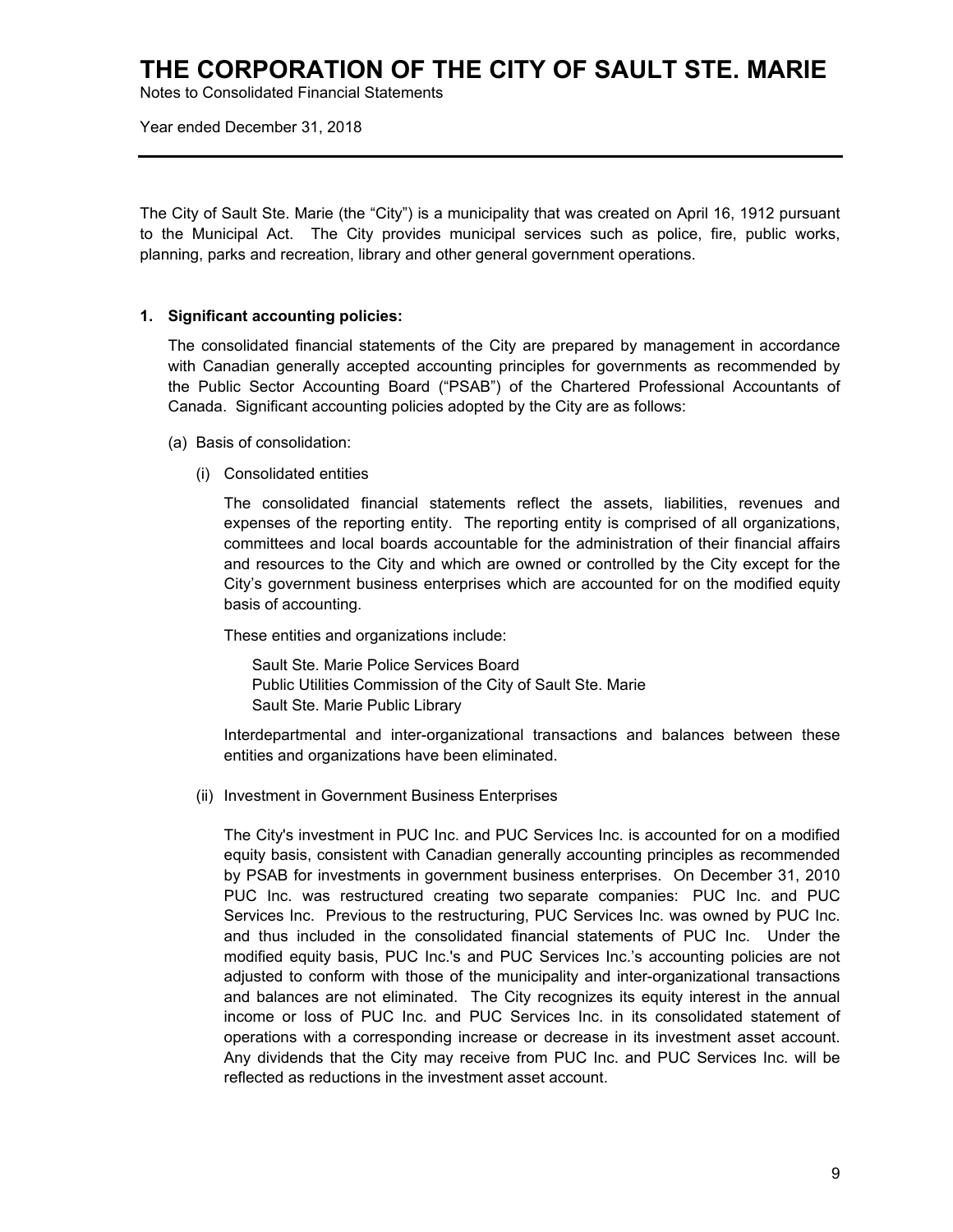# THE CORPORATION OF THE CITY OF SAULT STE. MARIE

Notes to Consolidated Financial Statements

Year ended December 31, 2018

---

The City of Sault Ste. Marie (the "City") is a municipality that was created on April 16, 1912 pursuant to the Municipal Act. The City provides municipal services such as police, fire, public works, planning, parks and recreation, library and other general government operations.

## 1. Significant accounting policies:

The consolidated financial statements of the City are prepared by management in accordance with Canadian generally accepted accounting principles for governments as recommended by the Public Sector Accounting Board ("PSAB") of the Chartered Professional Accountants of Canada. Significant accounting policies adopted by the City are as follows:

(a) Basis of consolidation:

(i) Consolidated entities

The consolidated financial statements reflect the assets, liabilities, revenues and expenses of the reporting entity. The reporting entity is comprised of all organizations, committees and local boards accountable for the administration of their financial affairs and resources to the City and which are owned or controlled by the City except for the City's government business enterprises which are accounted for on the modified equity basis of accounting.

These entities and organizations include:

Sault Ste. Marie Police Services Board
Public Utilities Commission of the City of Sault Ste. Marie
Sault Ste. Marie Public Library

Interdepartmental and inter-organizational transactions and balances between these entities and organizations have been eliminated.

(ii) Investment in Government Business Enterprises

The City's investment in PUC Inc. and PUC Services Inc. is accounted for on a modified equity basis, consistent with Canadian generally accounting principles as recommended by PSAB for investments in government business enterprises. On December 31, 2010 PUC Inc. was restructured creating two separate companies: PUC Inc. and PUC Services Inc. Previous to the restructuring, PUC Services Inc. was owned by PUC Inc. and thus included in the consolidated financial statements of PUC Inc. Under the modified equity basis, PUC Inc.'s and PUC Services Inc.'s accounting policies are not adjusted to conform with those of the municipality and inter-organizational transactions and balances are not eliminated. The City recognizes its equity interest in the annual income or loss of PUC Inc. and PUC Services Inc. in its consolidated statement of operations with a corresponding increase or decrease in its investment asset account. Any dividends that the City may receive from PUC Inc. and PUC Services Inc. will be reflected as reductions in the investment asset account.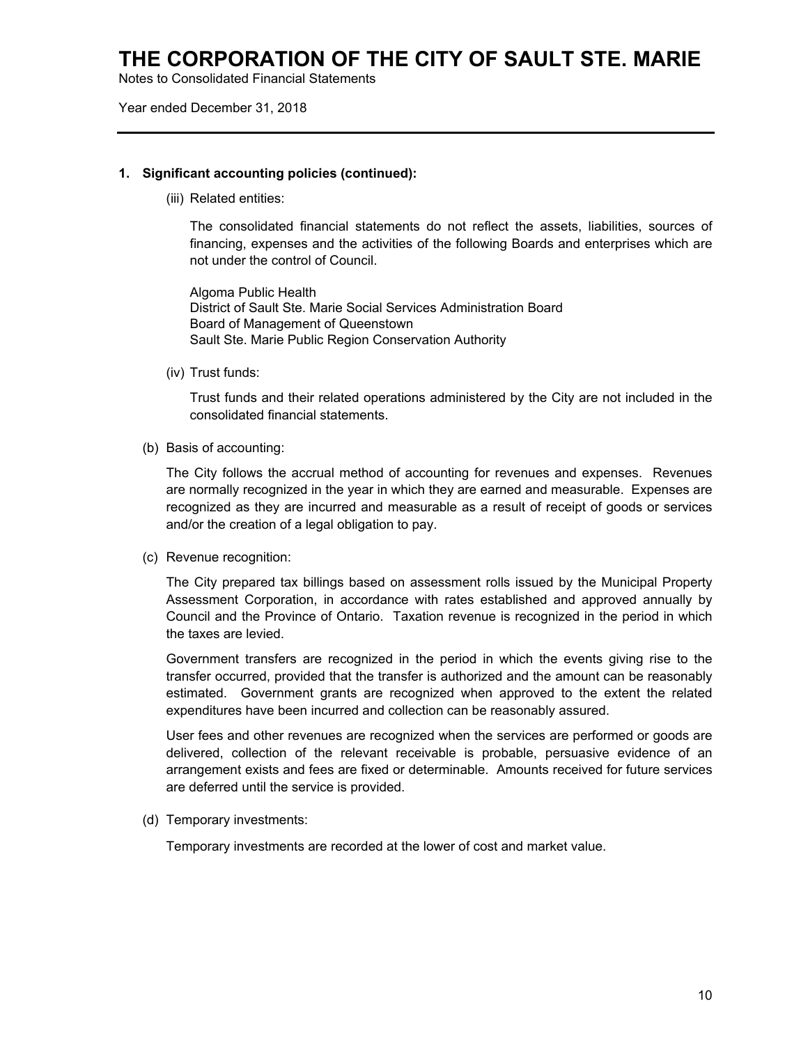# THE CORPORATION OF THE CITY OF SAULT STE. MARIE

Notes to Consolidated Financial Statements

Year ended December 31, 2018

---

**1. Significant accounting policies (continued):**

(iii) Related entities:

The consolidated financial statements do not reflect the assets, liabilities, sources of financing, expenses and the activities of the following Boards and enterprises which are not under the control of Council.

Algoma Public Health
District of Sault Ste. Marie Social Services Administration Board
Board of Management of Queenstown
Sault Ste. Marie Public Region Conservation Authority

(iv) Trust funds:

Trust funds and their related operations administered by the City are not included in the consolidated financial statements.

(b) Basis of accounting:

The City follows the accrual method of accounting for revenues and expenses. Revenues are normally recognized in the year in which they are earned and measurable. Expenses are recognized as they are incurred and measurable as a result of receipt of goods or services and/or the creation of a legal obligation to pay.

(c) Revenue recognition:

The City prepared tax billings based on assessment rolls issued by the Municipal Property Assessment Corporation, in accordance with rates established and approved annually by Council and the Province of Ontario. Taxation revenue is recognized in the period in which the taxes are levied.

Government transfers are recognized in the period in which the events giving rise to the transfer occurred, provided that the transfer is authorized and the amount can be reasonably estimated. Government grants are recognized when approved to the extent the related expenditures have been incurred and collection can be reasonably assured.

User fees and other revenues are recognized when the services are performed or goods are delivered, collection of the relevant receivable is probable, persuasive evidence of an arrangement exists and fees are fixed or determinable. Amounts received for future services are deferred until the service is provided.

(d) Temporary investments:

Temporary investments are recorded at the lower of cost and market value.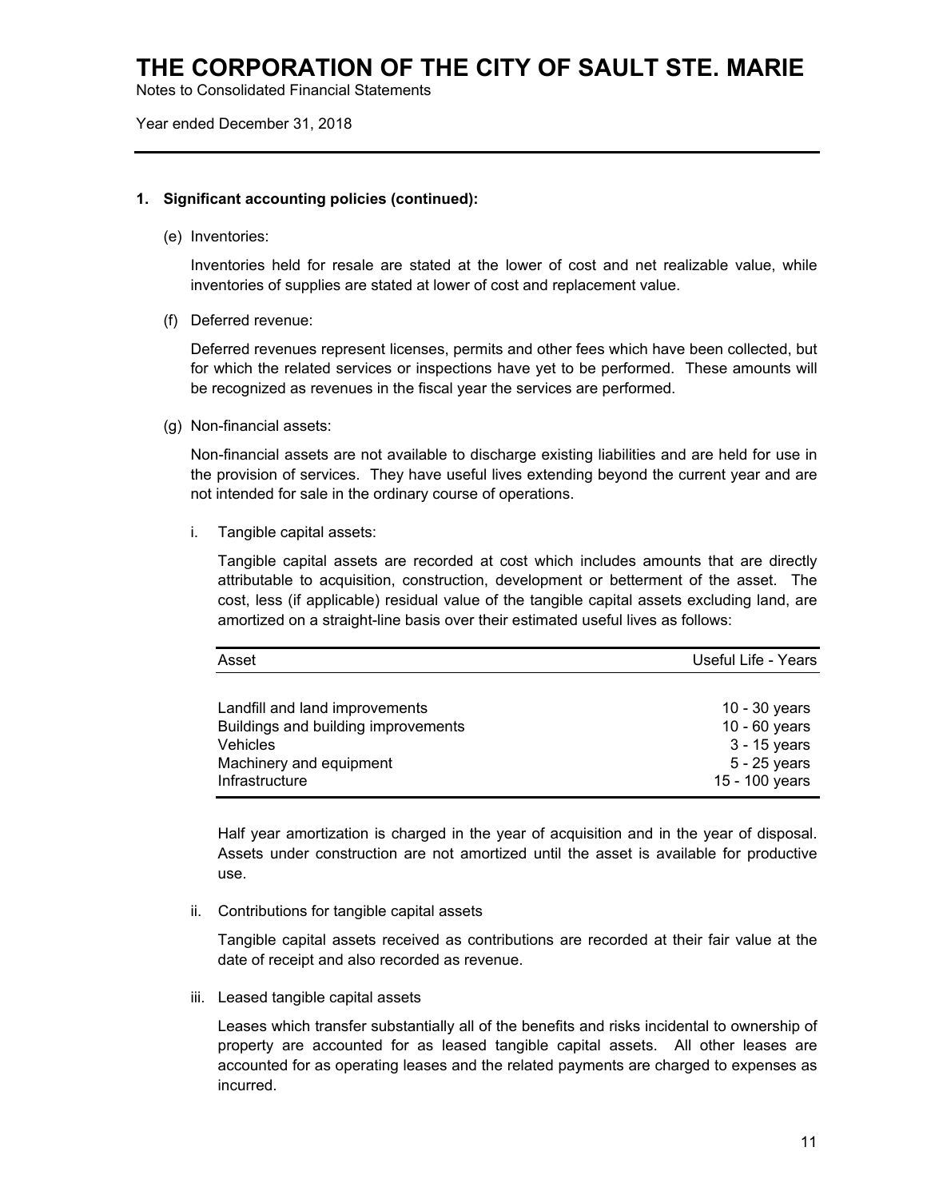# THE CORPORATION OF THE CITY OF SAULT STE. MARIE

Notes to Consolidated Financial Statements

Year ended December 31, 2018

**1. Significant accounting policies (continued):**

(e) Inventories:

Inventories held for resale are stated at the lower of cost and net realizable value, while inventories of supplies are stated at lower of cost and replacement value.

(f) Deferred revenue:

Deferred revenues represent licenses, permits and other fees which have been collected, but for which the related services or inspections have yet to be performed. These amounts will be recognized as revenues in the fiscal year the services are performed.

(g) Non-financial assets:

Non-financial assets are not available to discharge existing liabilities and are held for use in the provision of services. They have useful lives extending beyond the current year and are not intended for sale in the ordinary course of operations.

i. Tangible capital assets:

Tangible capital assets are recorded at cost which includes amounts that are directly attributable to acquisition, construction, development or betterment of the asset. The cost, less (if applicable) residual value of the tangible capital assets excluding land, are amortized on a straight-line basis over their estimated useful lives as follows:

| Asset | Useful Life - Years |
|---|---|
| Landfill and land improvements | 10 - 30 years |
| Buildings and building improvements | 10 - 60 years |
| Vehicles | 3 - 15 years |
| Machinery and equipment | 5 - 25 years |
| Infrastructure | 15 - 100 years |

Half year amortization is charged in the year of acquisition and in the year of disposal. Assets under construction are not amortized until the asset is available for productive use.

ii. Contributions for tangible capital assets

Tangible capital assets received as contributions are recorded at their fair value at the date of receipt and also recorded as revenue.

iii. Leased tangible capital assets

Leases which transfer substantially all of the benefits and risks incidental to ownership of property are accounted for as leased tangible capital assets. All other leases are accounted for as operating leases and the related payments are charged to expenses as incurred.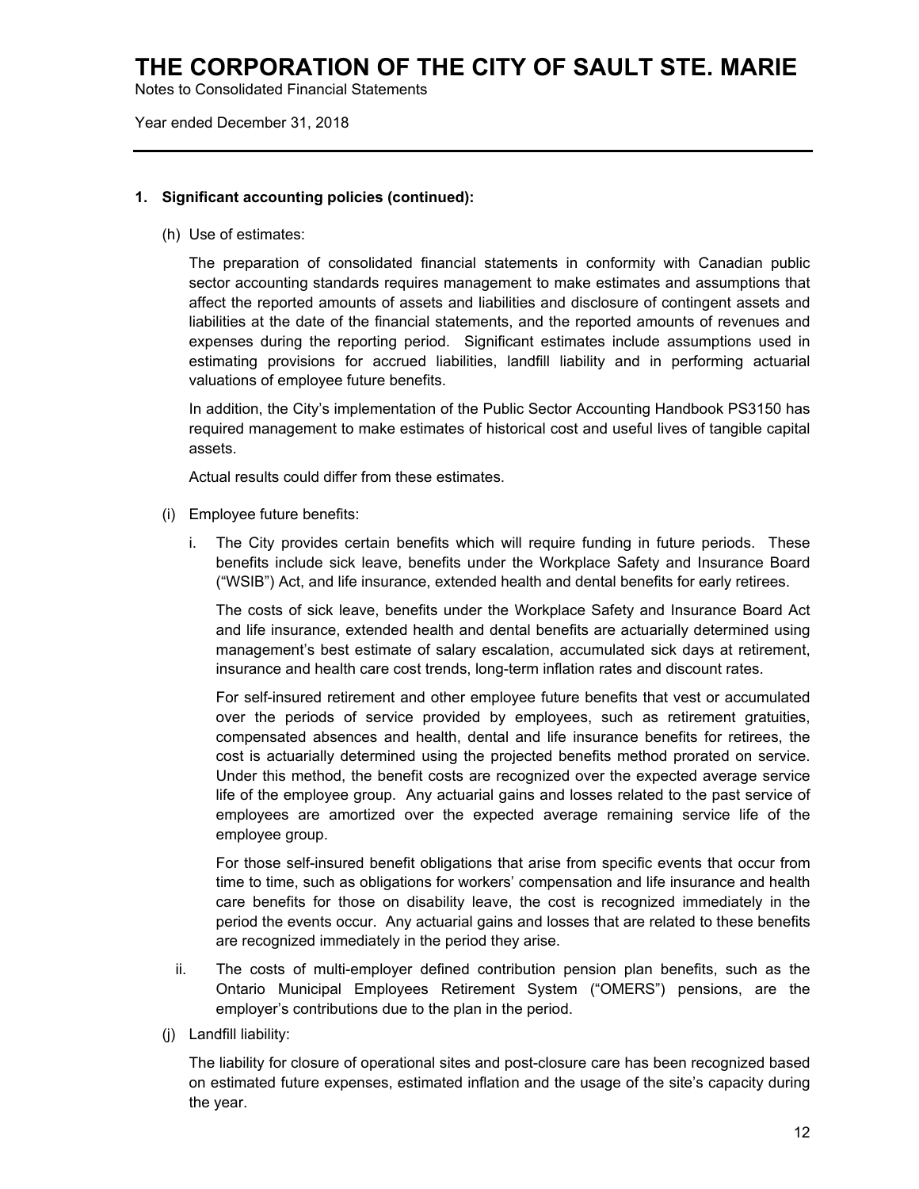### 1. Significant accounting policies (continued):

(h) Use of estimates:

The preparation of consolidated financial statements in conformity with Canadian public sector accounting standards requires management to make estimates and assumptions that affect the reported amounts of assets and liabilities and disclosure of contingent assets and liabilities at the date of the financial statements, and the reported amounts of revenues and expenses during the reporting period. Significant estimates include assumptions used in estimating provisions for accrued liabilities, landfill liability and in performing actuarial valuations of employee future benefits.

In addition, the City's implementation of the Public Sector Accounting Handbook PS3150 has required management to make estimates of historical cost and useful lives of tangible capital assets.

Actual results could differ from these estimates.

(i) Employee future benefits:

i. The City provides certain benefits which will require funding in future periods. These benefits include sick leave, benefits under the Workplace Safety and Insurance Board ("WSIB") Act, and life insurance, extended health and dental benefits for early retirees.

The costs of sick leave, benefits under the Workplace Safety and Insurance Board Act and life insurance, extended health and dental benefits are actuarially determined using management's best estimate of salary escalation, accumulated sick days at retirement, insurance and health care cost trends, long-term inflation rates and discount rates.

For self-insured retirement and other employee future benefits that vest or accumulated over the periods of service provided by employees, such as retirement gratuities, compensated absences and health, dental and life insurance benefits for retirees, the cost is actuarially determined using the projected benefits method prorated on service. Under this method, the benefit costs are recognized over the expected average service life of the employee group. Any actuarial gains and losses related to the past service of employees are amortized over the expected average remaining service life of the employee group.

For those self-insured benefit obligations that arise from specific events that occur from time to time, such as obligations for workers' compensation and life insurance and health care benefits for those on disability leave, the cost is recognized immediately in the period the events occur. Any actuarial gains and losses that are related to these benefits are recognized immediately in the period they arise.

ii. The costs of multi-employer defined contribution pension plan benefits, such as the Ontario Municipal Employees Retirement System ("OMERS") pensions, are the employer's contributions due to the plan in the period.

(j) Landfill liability:

The liability for closure of operational sites and post-closure care has been recognized based on estimated future expenses, estimated inflation and the usage of the site's capacity during the year.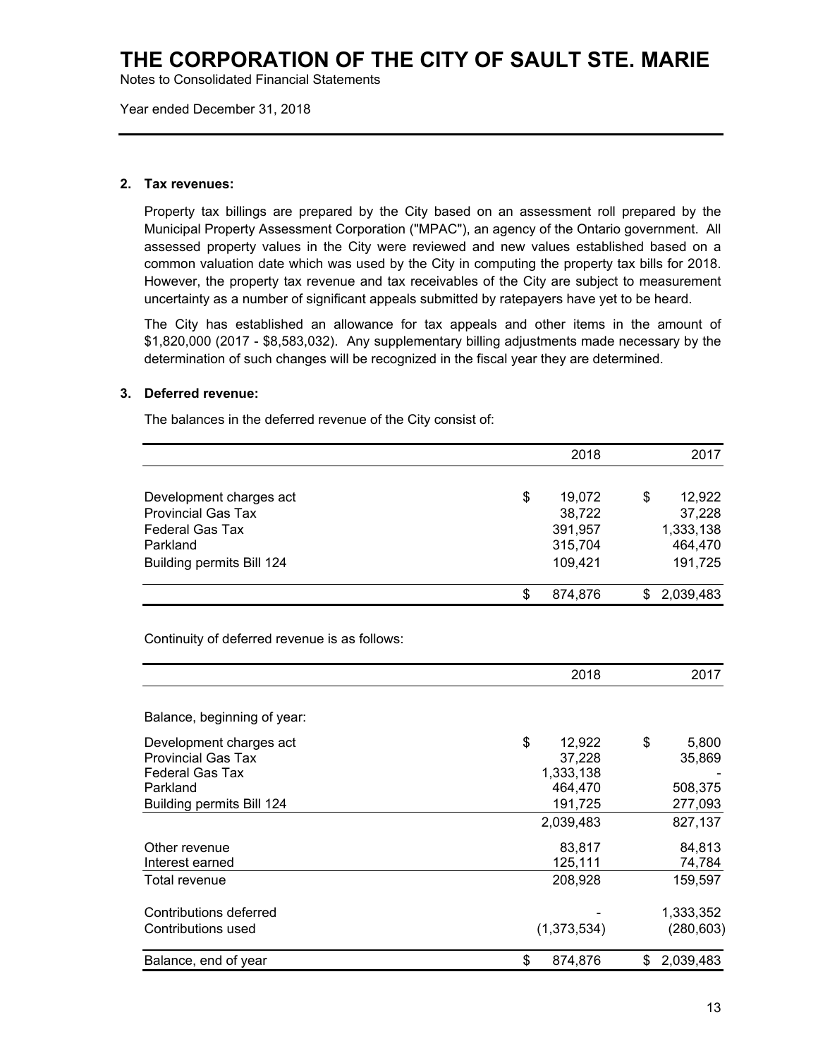## 2. Tax revenues:

Property tax billings are prepared by the City based on an assessment roll prepared by the Municipal Property Assessment Corporation ("MPAC"), an agency of the Ontario government. All assessed property values in the City were reviewed and new values established based on a common valuation date which was used by the City in computing the property tax bills for 2018. However, the property tax revenue and tax receivables of the City are subject to measurement uncertainty as a number of significant appeals submitted by ratepayers have yet to be heard.

The City has established an allowance for tax appeals and other items in the amount of $1,820,000 (2017 - $8,583,032). Any supplementary billing adjustments made necessary by the determination of such changes will be recognized in the fiscal year they are determined.

## 3. Deferred revenue:

The balances in the deferred revenue of the City consist of:

| | 2018 | 2017 |
|---|---|---|
| Development charges act | $ 19,072 | $ 12,922 |
| Provincial Gas Tax | 38,722 | 37,228 |
| Federal Gas Tax | 391,957 | 1,333,138 |
| Parkland | 315,704 | 464,470 |
| Building permits Bill 124 | 109,421 | 191,725 |
| | $ 874,876 | $ 2,039,483 |

Continuity of deferred revenue is as follows:

| | 2018 | 2017 |
|---|---|---|
| Balance, beginning of year: | | |
| Development charges act | $ 12,922 | $ 5,800 |
| Provincial Gas Tax | 37,228 | 35,869 |
| Federal Gas Tax | 1,333,138 | - |
| Parkland | 464,470 | 508,375 |
| Building permits Bill 124 | 191,725 | 277,093 |
| | 2,039,483 | 827,137 |
| Other revenue | 83,817 | 84,813 |
| Interest earned | 125,111 | 74,784 |
| Total revenue | 208,928 | 159,597 |
| Contributions deferred | - | 1,333,352 |
| Contributions used | (1,373,534) | (280,603) |
| Balance, end of year | $ 874,876 | $ 2,039,483 |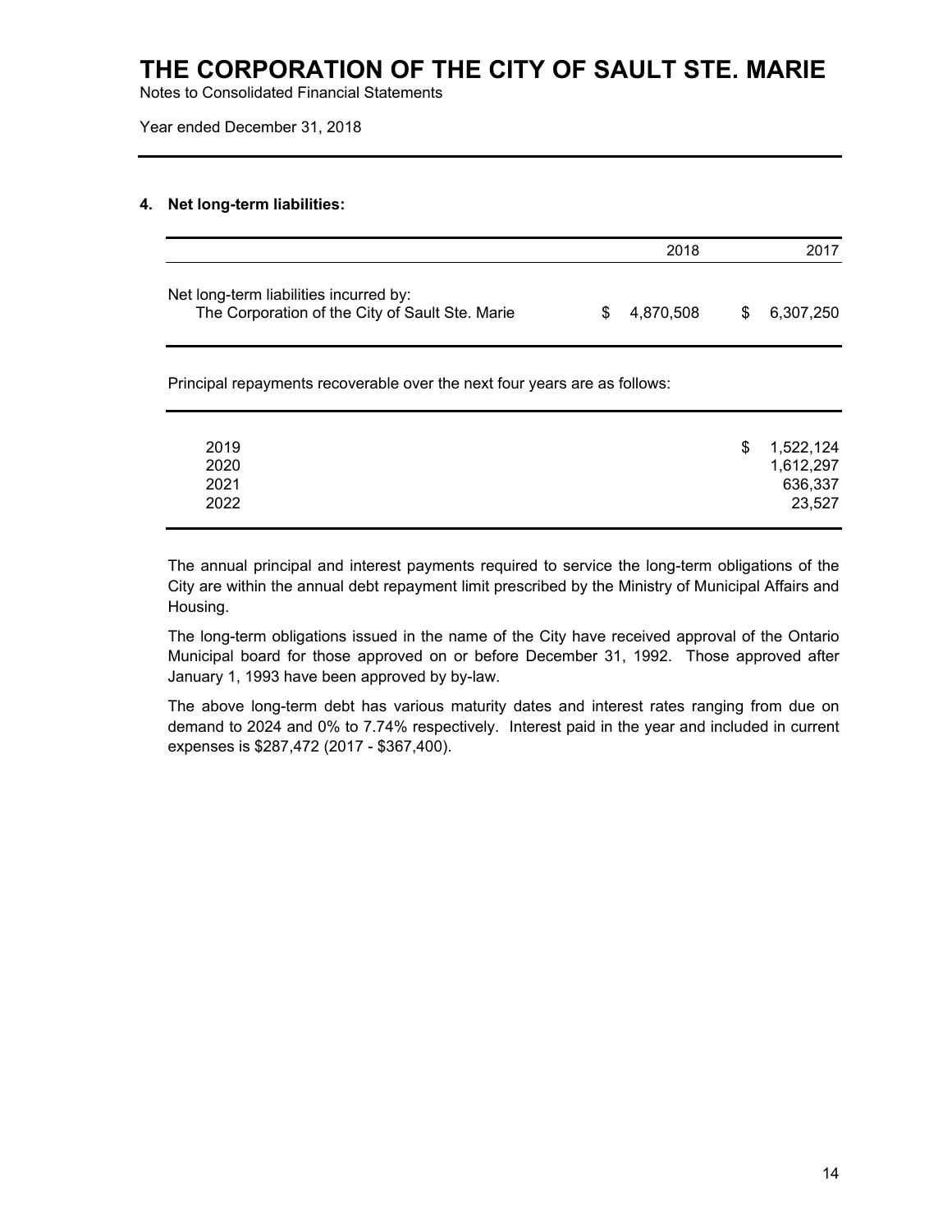# THE CORPORATION OF THE CITY OF SAULT STE. MARIE

Notes to Consolidated Financial Statements

Year ended December 31, 2018

## 4. Net long-term liabilities:

| | 2018 | 2017 |
|---|---|---|
| Net long-term liabilities incurred by:<br>The Corporation of the City of Sault Ste. Marie | $ 4,870,508 | $ 6,307,250 |

Principal repayments recoverable over the next four years are as follows:

| | |
|---|---|
| 2019 | $ 1,522,124 |
| 2020 | 1,612,297 |
| 2021 | 636,337 |
| 2022 | 23,527 |

The annual principal and interest payments required to service the long-term obligations of the City are within the annual debt repayment limit prescribed by the Ministry of Municipal Affairs and Housing.

The long-term obligations issued in the name of the City have received approval of the Ontario Municipal board for those approved on or before December 31, 1992. Those approved after January 1, 1993 have been approved by by-law.

The above long-term debt has various maturity dates and interest rates ranging from due on demand to 2024 and 0% to 7.74% respectively. Interest paid in the year and included in current expenses is $287,472 (2017 - $367,400).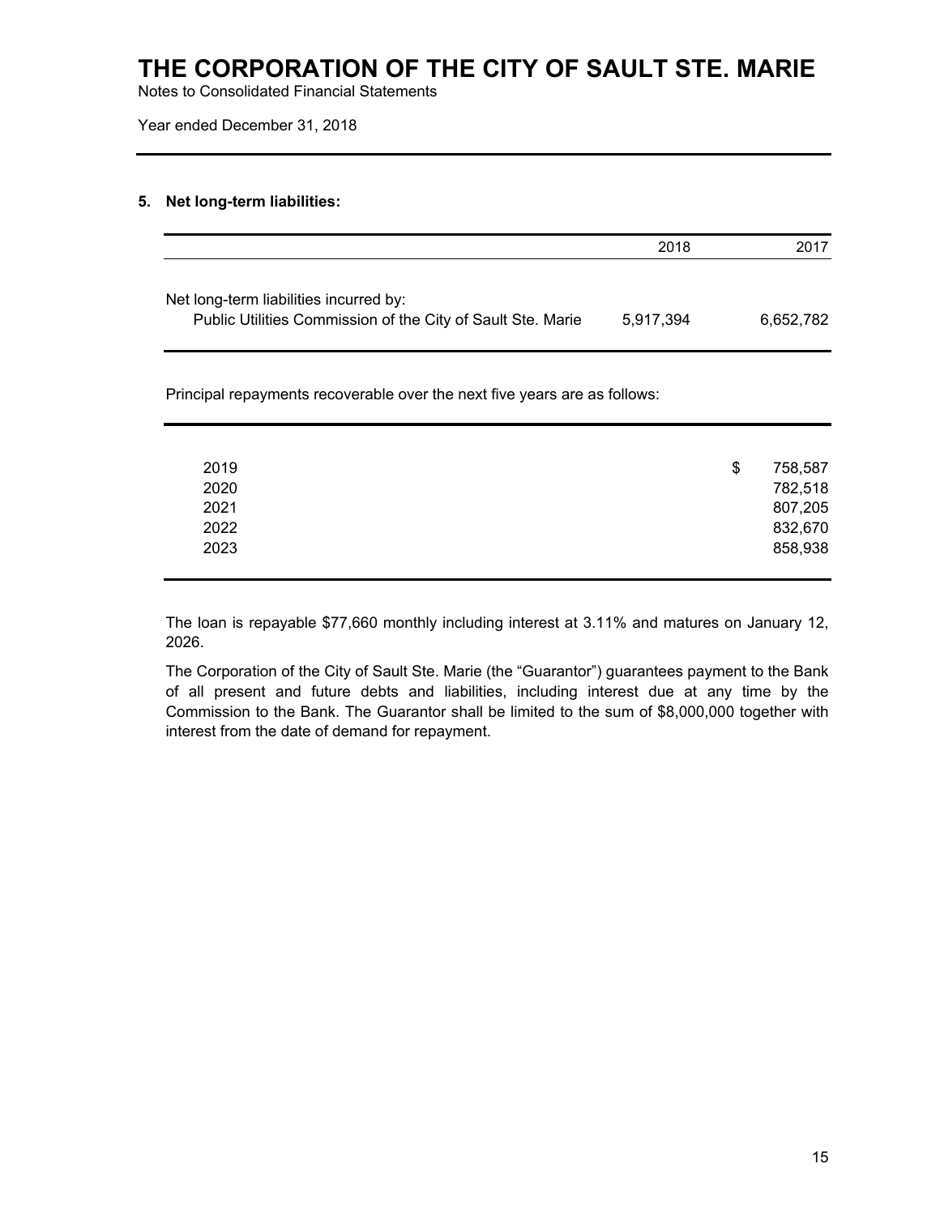# THE CORPORATION OF THE CITY OF SAULT STE. MARIE

Notes to Consolidated Financial Statements

Year ended December 31, 2018

## 5. Net long-term liabilities:

| | 2018 | 2017 |
|---|---|---|
| Net long-term liabilities incurred by: | | |
| Public Utilities Commission of the City of Sault Ste. Marie | 5,917,394 | 6,652,782 |

Principal repayments recoverable over the next five years are as follows:

| | |
|---|---|
| 2019 | $ 758,587 |
| 2020 | 782,518 |
| 2021 | 807,205 |
| 2022 | 832,670 |
| 2023 | 858,938 |

The loan is repayable $77,660 monthly including interest at 3.11% and matures on January 12, 2026.

The Corporation of the City of Sault Ste. Marie (the "Guarantor") guarantees payment to the Bank of all present and future debts and liabilities, including interest due at any time by the Commission to the Bank. The Guarantor shall be limited to the sum of $8,000,000 together with interest from the date of demand for repayment.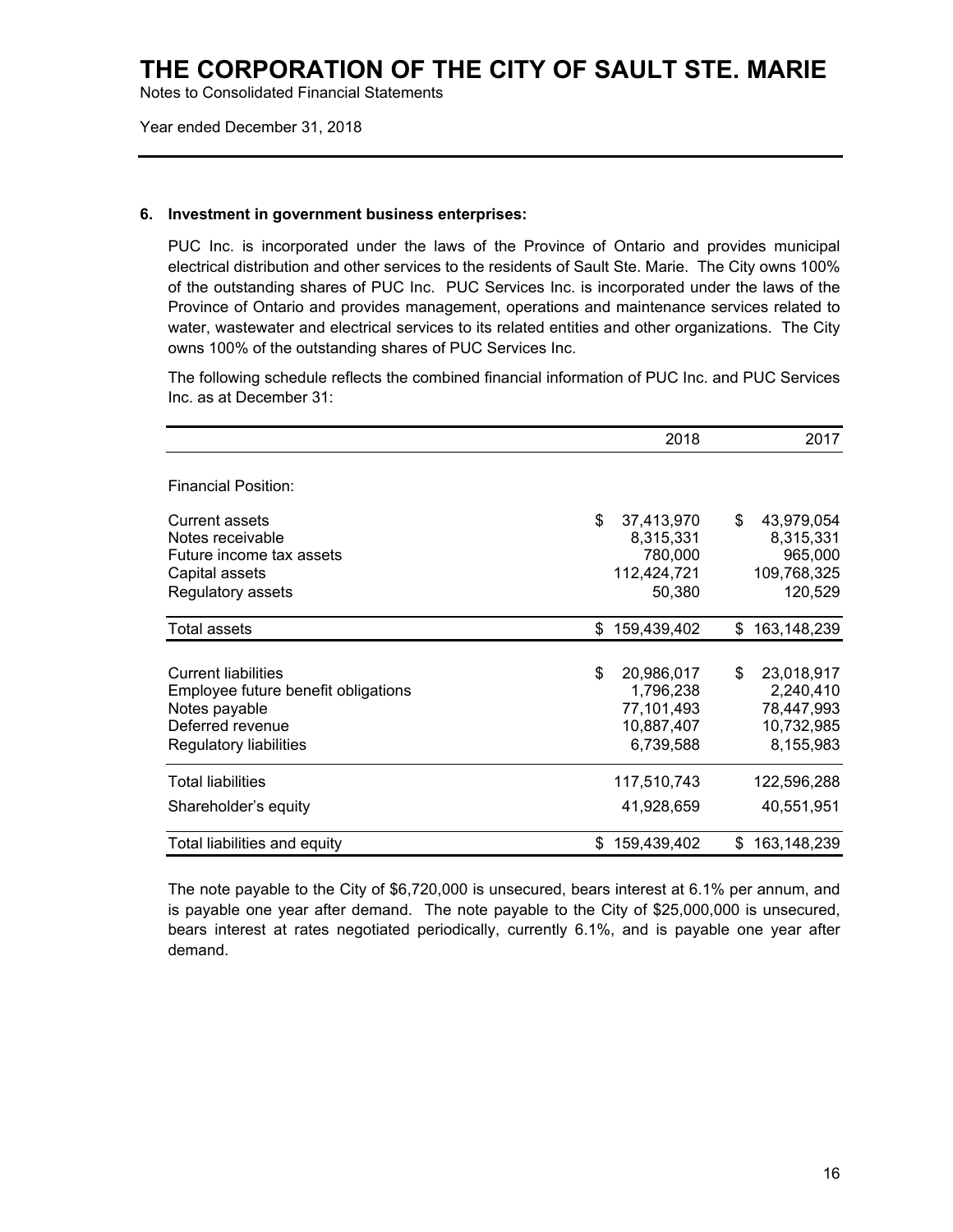# THE CORPORATION OF THE CITY OF SAULT STE. MARIE

Notes to Consolidated Financial Statements

Year ended December 31, 2018

**6. Investment in government business enterprises:**

PUC Inc. is incorporated under the laws of the Province of Ontario and provides municipal electrical distribution and other services to the residents of Sault Ste. Marie. The City owns 100% of the outstanding shares of PUC Inc. PUC Services Inc. is incorporated under the laws of the Province of Ontario and provides management, operations and maintenance services related to water, wastewater and electrical services to its related entities and other organizations. The City owns 100% of the outstanding shares of PUC Services Inc.

The following schedule reflects the combined financial information of PUC Inc. and PUC Services Inc. as at December 31:

| | 2018 | 2017 |
|---|---|---|
| Financial Position: | | |
| Current assets | $ 37,413,970 | $ 43,979,054 |
| Notes receivable | 8,315,331 | 8,315,331 |
| Future income tax assets | 780,000 | 965,000 |
| Capital assets | 112,424,721 | 109,768,325 |
| Regulatory assets | 50,380 | 120,529 |
| Total assets | $ 159,439,402 | $ 163,148,239 |
| Current liabilities | $ 20,986,017 | $ 23,018,917 |
| Employee future benefit obligations | 1,796,238 | 2,240,410 |
| Notes payable | 77,101,493 | 78,447,993 |
| Deferred revenue | 10,887,407 | 10,732,985 |
| Regulatory liabilities | 6,739,588 | 8,155,983 |
| Total liabilities | 117,510,743 | 122,596,288 |
| Shareholder's equity | 41,928,659 | 40,551,951 |
| Total liabilities and equity | $ 159,439,402 | $ 163,148,239 |

The note payable to the City of $6,720,000 is unsecured, bears interest at 6.1% per annum, and is payable one year after demand. The note payable to the City of $25,000,000 is unsecured, bears interest at rates negotiated periodically, currently 6.1%, and is payable one year after demand.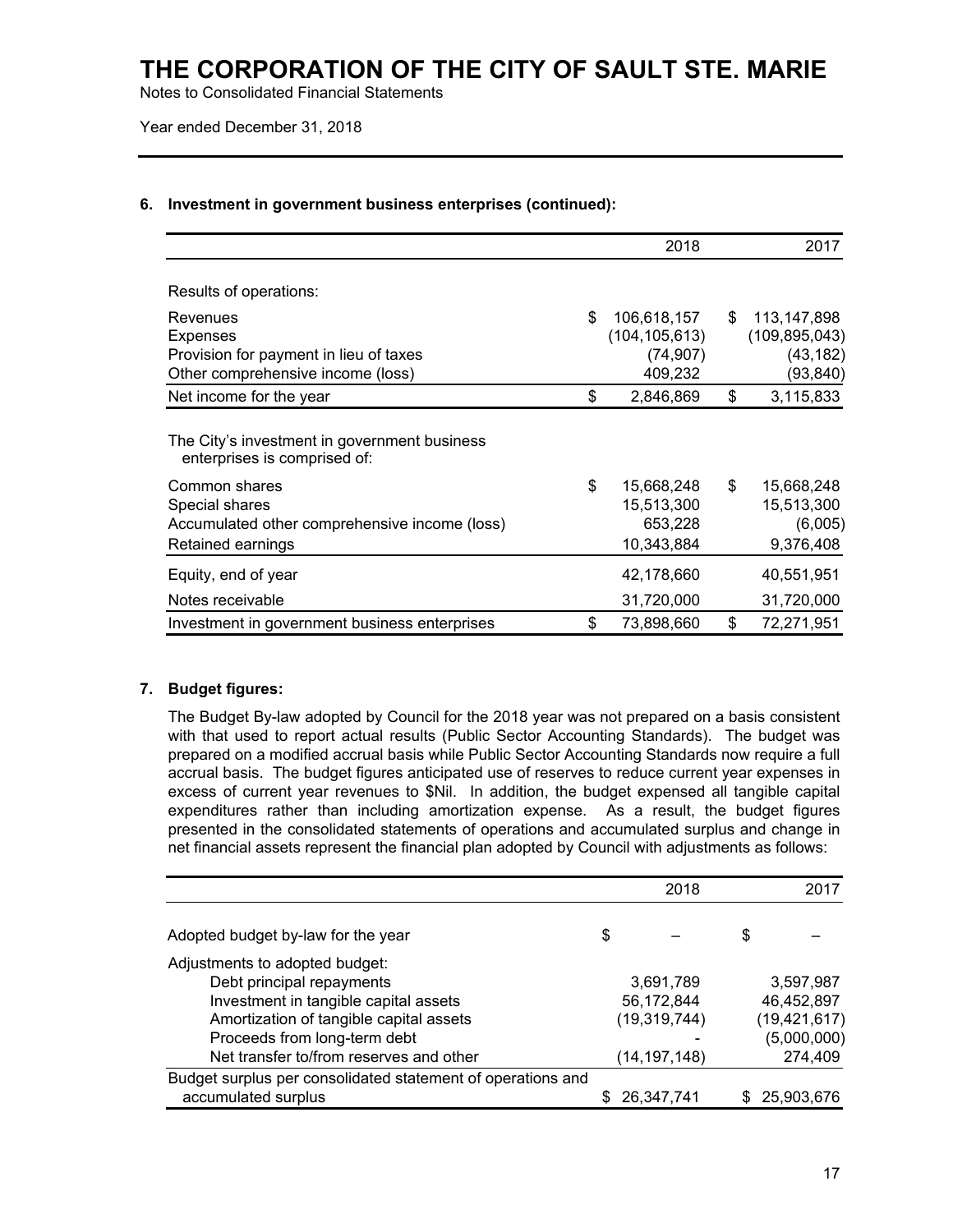# THE CORPORATION OF THE CITY OF SAULT STE. MARIE

Notes to Consolidated Financial Statements

Year ended December 31, 2018

## 6. Investment in government business enterprises (continued):

| | 2018 | 2017 |
|---|---|---|
| Results of operations: | | |
| Revenues | $ 106,618,157 | $ 113,147,898 |
| Expenses | (104,105,613) | (109,895,043) |
| Provision for payment in lieu of taxes | (74,907) | (43,182) |
| Other comprehensive income (loss) | 409,232 | (93,840) |
| Net income for the year | $ 2,846,869 | $ 3,115,833 |
| The City's investment in government business enterprises is comprised of: | | |
| Common shares | $ 15,668,248 | $ 15,668,248 |
| Special shares | 15,513,300 | 15,513,300 |
| Accumulated other comprehensive income (loss) | 653,228 | (6,005) |
| Retained earnings | 10,343,884 | 9,376,408 |
| Equity, end of year | 42,178,660 | 40,551,951 |
| Notes receivable | 31,720,000 | 31,720,000 |
| Investment in government business enterprises | $ 73,898,660 | $ 72,271,951 |

## 7. Budget figures:

The Budget By-law adopted by Council for the 2018 year was not prepared on a basis consistent with that used to report actual results (Public Sector Accounting Standards). The budget was prepared on a modified accrual basis while Public Sector Accounting Standards now require a full accrual basis. The budget figures anticipated use of reserves to reduce current year expenses in excess of current year revenues to $Nil. In addition, the budget expensed all tangible capital expenditures rather than including amortization expense. As a result, the budget figures presented in the consolidated statements of operations and accumulated surplus and change in net financial assets represent the financial plan adopted by Council with adjustments as follows:

| | 2018 | 2017 |
|---|---|---|
| Adopted budget by-law for the year | $ – | $ – |
| Adjustments to adopted budget: | | |
| Debt principal repayments | 3,691,789 | 3,597,987 |
| Investment in tangible capital assets | 56,172,844 | 46,452,897 |
| Amortization of tangible capital assets | (19,319,744) | (19,421,617) |
| Proceeds from long-term debt | - | (5,000,000) |
| Net transfer to/from reserves and other | (14,197,148) | 274,409 |
| Budget surplus per consolidated statement of operations and accumulated surplus | $ 26,347,741 | $ 25,903,676 |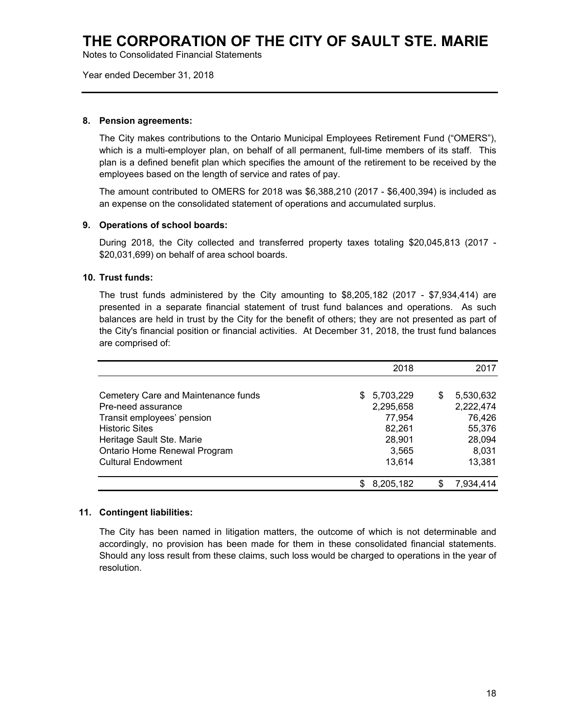# THE CORPORATION OF THE CITY OF SAULT STE. MARIE

Notes to Consolidated Financial Statements

Year ended December 31, 2018

---

**8. Pension agreements:**

The City makes contributions to the Ontario Municipal Employees Retirement Fund ("OMERS"), which is a multi-employer plan, on behalf of all permanent, full-time members of its staff. This plan is a defined benefit plan which specifies the amount of the retirement to be received by the employees based on the length of service and rates of pay.

The amount contributed to OMERS for 2018 was $6,388,210 (2017 - $6,400,394) is included as an expense on the consolidated statement of operations and accumulated surplus.

**9. Operations of school boards:**

During 2018, the City collected and transferred property taxes totaling $20,045,813 (2017 - $20,031,699) on behalf of area school boards.

**10. Trust funds:**

The trust funds administered by the City amounting to $8,205,182 (2017 - $7,934,414) are presented in a separate financial statement of trust fund balances and operations. As such balances are held in trust by the City for the benefit of others; they are not presented as part of the City's financial position or financial activities. At December 31, 2018, the trust fund balances are comprised of:

| | 2018 | 2017 |
|---|---:|---:|
| Cemetery Care and Maintenance funds | $ 5,703,229 | $ 5,530,632 |
| Pre-need assurance | 2,295,658 | 2,222,474 |
| Transit employees' pension | 77,954 | 76,426 |
| Historic Sites | 82,261 | 55,376 |
| Heritage Sault Ste. Marie | 28,901 | 28,094 |
| Ontario Home Renewal Program | 3,565 | 8,031 |
| Cultural Endowment | 13,614 | 13,381 |
| | $ 8,205,182 | $ 7,934,414 |

**11. Contingent liabilities:**

The City has been named in litigation matters, the outcome of which is not determinable and accordingly, no provision has been made for them in these consolidated financial statements. Should any loss result from these claims, such loss would be charged to operations in the year of resolution.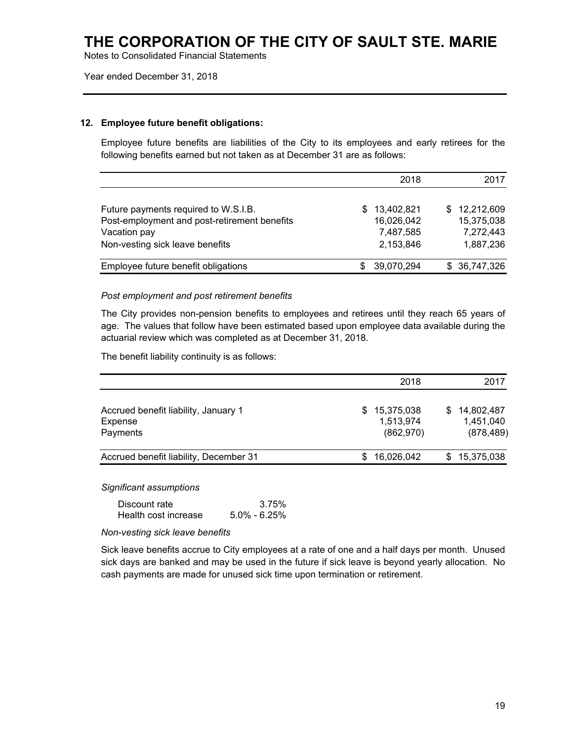# THE CORPORATION OF THE CITY OF SAULT STE. MARIE

Notes to Consolidated Financial Statements

Year ended December 31, 2018

## 12. Employee future benefit obligations:

Employee future benefits are liabilities of the City to its employees and early retirees for the following benefits earned but not taken as at December 31 are as follows:

| | 2018 | 2017 |
|---|---|---|
| Future payments required to W.S.I.B. | $ 13,402,821 | $ 12,212,609 |
| Post-employment and post-retirement benefits | 16,026,042 | 15,375,038 |
| Vacation pay | 7,487,585 | 7,272,443 |
| Non-vesting sick leave benefits | 2,153,846 | 1,887,236 |
| Employee future benefit obligations | $ 39,070,294 | $ 36,747,326 |

*Post employment and post retirement benefits*

The City provides non-pension benefits to employees and retirees until they reach 65 years of age. The values that follow have been estimated based upon employee data available during the actuarial review which was completed as at December 31, 2018.

The benefit liability continuity is as follows:

| | 2018 | 2017 |
|---|---|---|
| Accrued benefit liability, January 1 | $ 15,375,038 | $ 14,802,487 |
| Expense | 1,513,974 | 1,451,040 |
| Payments | (862,970) | (878,489) |
| Accrued benefit liability, December 31 | $ 16,026,042 | $ 15,375,038 |

*Significant assumptions*

| | |
|---|---|
| Discount rate | 3.75% |
| Health cost increase | 5.0% - 6.25% |

*Non-vesting sick leave benefits*

Sick leave benefits accrue to City employees at a rate of one and a half days per month. Unused sick days are banked and may be used in the future if sick leave is beyond yearly allocation. No cash payments are made for unused sick time upon termination or retirement.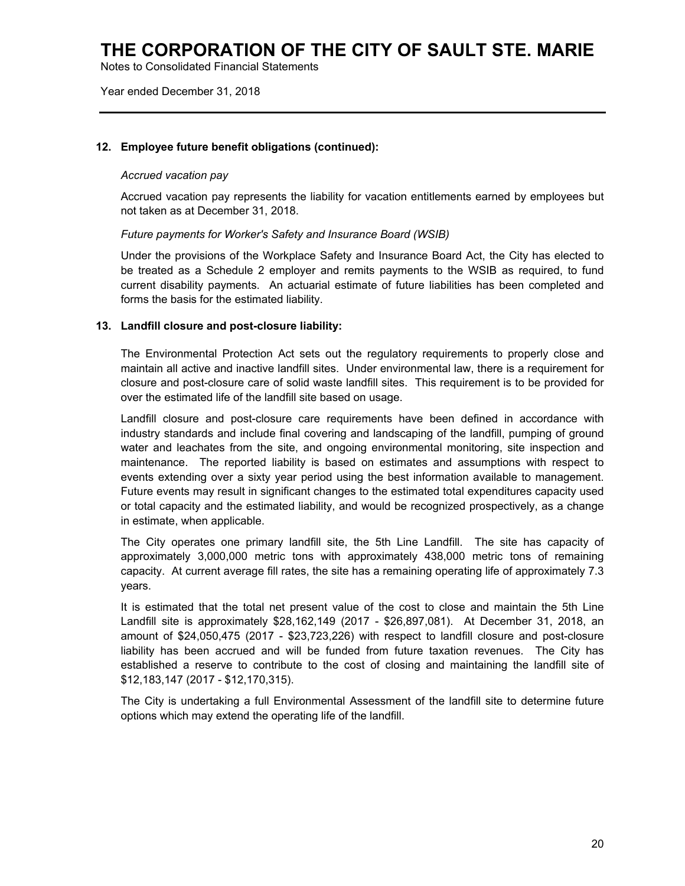## 12. Employee future benefit obligations (continued):

*Accrued vacation pay*

Accrued vacation pay represents the liability for vacation entitlements earned by employees but not taken as at December 31, 2018.

*Future payments for Worker's Safety and Insurance Board (WSIB)*

Under the provisions of the Workplace Safety and Insurance Board Act, the City has elected to be treated as a Schedule 2 employer and remits payments to the WSIB as required, to fund current disability payments. An actuarial estimate of future liabilities has been completed and forms the basis for the estimated liability.

## 13. Landfill closure and post-closure liability:

The Environmental Protection Act sets out the regulatory requirements to properly close and maintain all active and inactive landfill sites. Under environmental law, there is a requirement for closure and post-closure care of solid waste landfill sites. This requirement is to be provided for over the estimated life of the landfill site based on usage.

Landfill closure and post-closure care requirements have been defined in accordance with industry standards and include final covering and landscaping of the landfill, pumping of ground water and leachates from the site, and ongoing environmental monitoring, site inspection and maintenance. The reported liability is based on estimates and assumptions with respect to events extending over a sixty year period using the best information available to management. Future events may result in significant changes to the estimated total expenditures capacity used or total capacity and the estimated liability, and would be recognized prospectively, as a change in estimate, when applicable.

The City operates one primary landfill site, the 5th Line Landfill. The site has capacity of approximately 3,000,000 metric tons with approximately 438,000 metric tons of remaining capacity. At current average fill rates, the site has a remaining operating life of approximately 7.3 years.

It is estimated that the total net present value of the cost to close and maintain the 5th Line Landfill site is approximately $28,162,149 (2017 - $26,897,081). At December 31, 2018, an amount of $24,050,475 (2017 - $23,723,226) with respect to landfill closure and post-closure liability has been accrued and will be funded from future taxation revenues. The City has established a reserve to contribute to the cost of closing and maintaining the landfill site of $12,183,147 (2017 - $12,170,315).

The City is undertaking a full Environmental Assessment of the landfill site to determine future options which may extend the operating life of the landfill.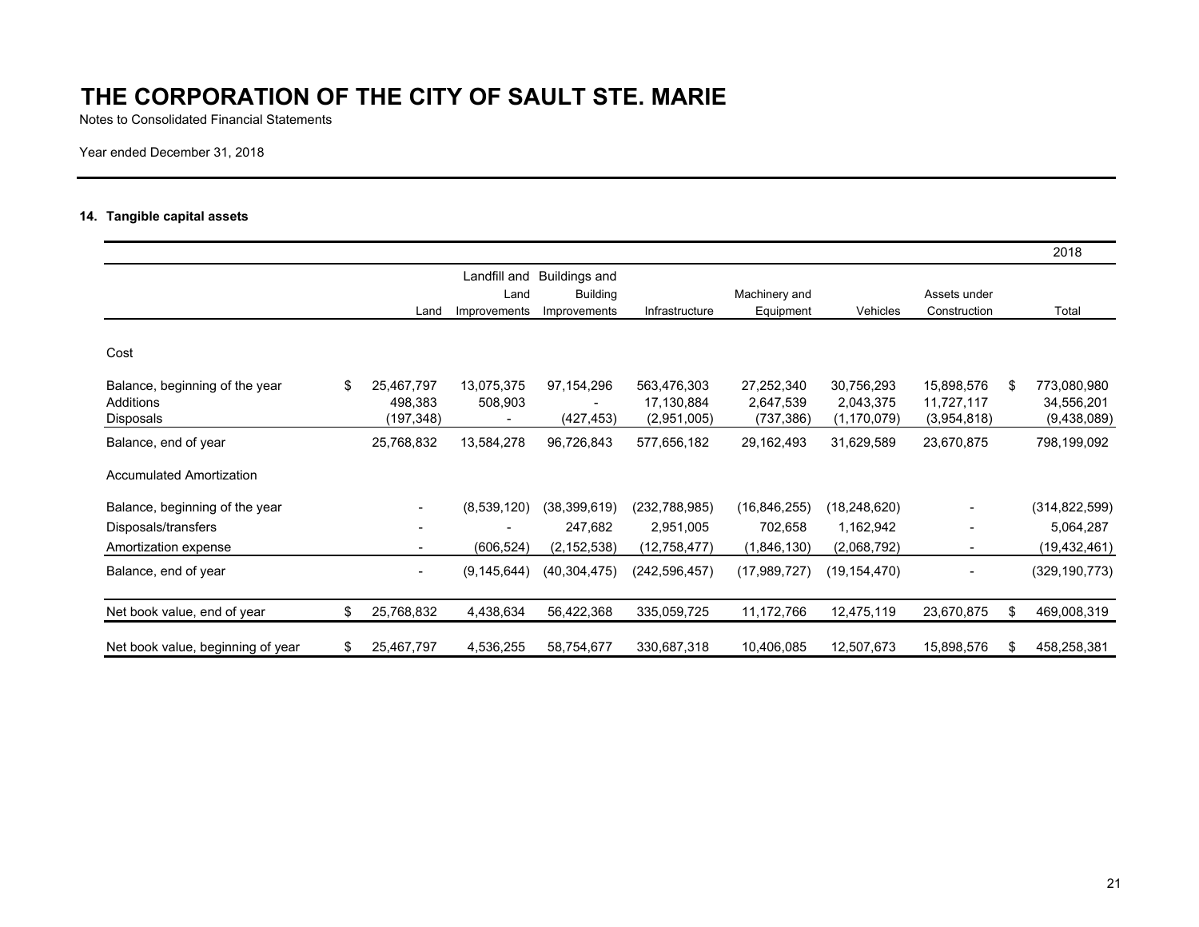# THE CORPORATION OF THE CITY OF SAULT STE. MARIE

Notes to Consolidated Financial Statements

Year ended December 31, 2018

### 14. Tangible capital assets

| | | | | | | | | 2018 |
|---|---|---|---|---|---|---|---|---|
| | Land | Landfill and Land Improvements | Buildings and Building Improvements | Infrastructure | Machinery and Equipment | Vehicles | Assets under Construction | Total |
| **Cost** | | | | | | | | |
| Balance, beginning of the year | $ 25,467,797 | 13,075,375 | 97,154,296 | 563,476,303 | 27,252,340 | 30,756,293 | 15,898,576 | $ 773,080,980 |
| Additions | 498,383 | 508,903 | - | 17,130,884 | 2,647,539 | 2,043,375 | 11,727,117 | 34,556,201 |
| Disposals | (197,348) | - | (427,453) | (2,951,005) | (737,386) | (1,170,079) | (3,954,818) | (9,438,089) |
| Balance, end of year | 25,768,832 | 13,584,278 | 96,726,843 | 577,656,182 | 29,162,493 | 31,629,589 | 23,670,875 | 798,199,092 |
| **Accumulated Amortization** | | | | | | | | |
| Balance, beginning of the year | - | (8,539,120) | (38,399,619) | (232,788,985) | (16,846,255) | (18,248,620) | - | (314,822,599) |
| Disposals/transfers | - | - | 247,682 | 2,951,005 | 702,658 | 1,162,942 | - | 5,064,287 |
| Amortization expense | - | (606,524) | (2,152,538) | (12,758,477) | (1,846,130) | (2,068,792) | - | (19,432,461) |
| Balance, end of year | - | (9,145,644) | (40,304,475) | (242,596,457) | (17,989,727) | (19,154,470) | - | (329,190,773) |
| Net book value, end of year | $ 25,768,832 | 4,438,634 | 56,422,368 | 335,059,725 | 11,172,766 | 12,475,119 | 23,670,875 | $ 469,008,319 |
| Net book value, beginning of year | $ 25,467,797 | 4,536,255 | 58,754,677 | 330,687,318 | 10,406,085 | 12,507,673 | 15,898,576 | $ 458,258,381 |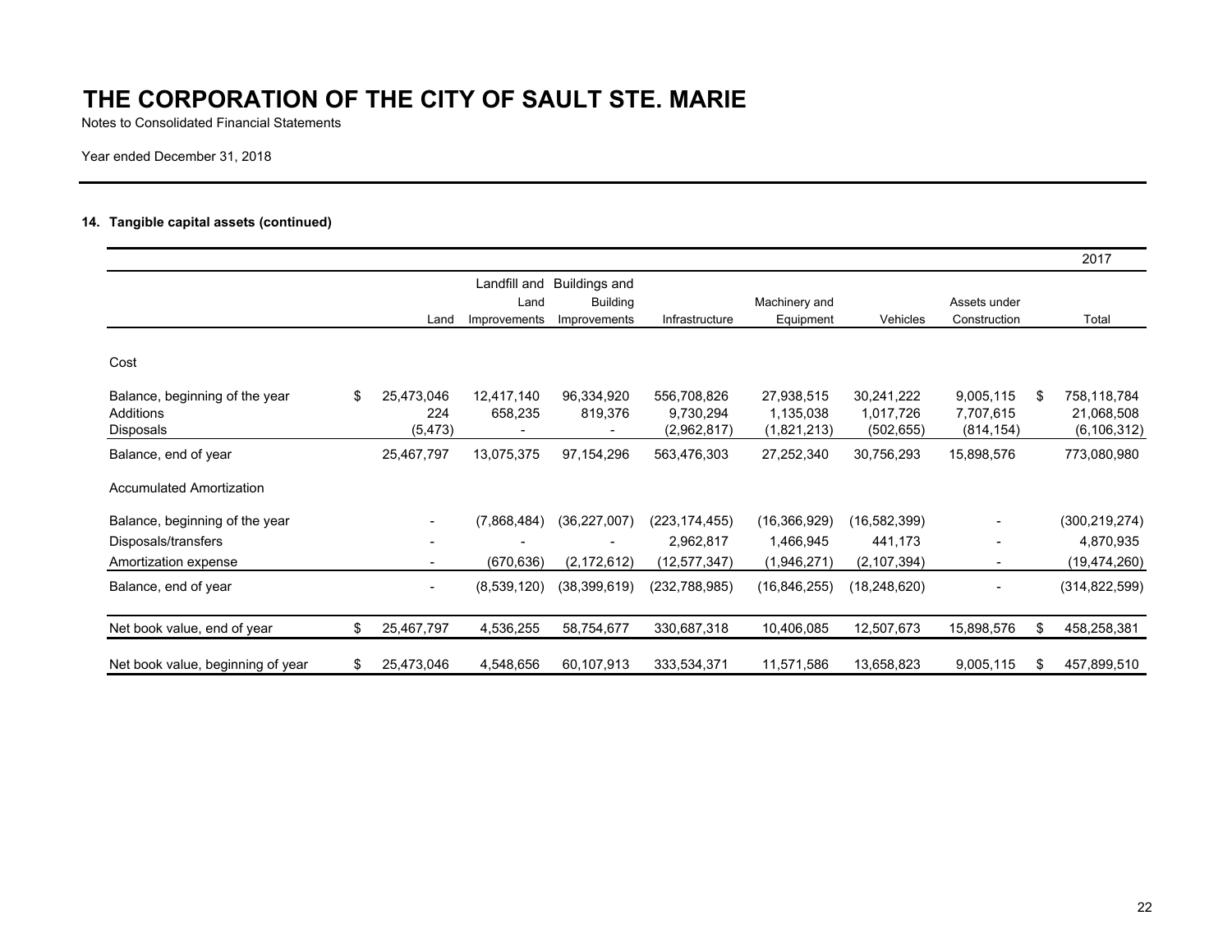# THE CORPORATION OF THE CITY OF SAULT STE. MARIE

Notes to Consolidated Financial Statements

Year ended December 31, 2018

### 14. Tangible capital assets (continued)

| | | | | | | | | 2017 |
|---|---|---|---|---|---|---|---|---|
| | Land | Landfill and Land Improvements | Buildings and Building Improvements | Infrastructure | Machinery and Equipment | Vehicles | Assets under Construction | Total |
| Cost | | | | | | | | |
| Balance, beginning of the year | $ 25,473,046 | 12,417,140 | 96,334,920 | 556,708,826 | 27,938,515 | 30,241,222 | 9,005,115 | $ 758,118,784 |
| Additions | 224 | 658,235 | 819,376 | 9,730,294 | 1,135,038 | 1,017,726 | 7,707,615 | 21,068,508 |
| Disposals | (5,473) | - | - | (2,962,817) | (1,821,213) | (502,655) | (814,154) | (6,106,312) |
| Balance, end of year | 25,467,797 | 13,075,375 | 97,154,296 | 563,476,303 | 27,252,340 | 30,756,293 | 15,898,576 | 773,080,980 |
| Accumulated Amortization | | | | | | | | |
| Balance, beginning of the year | - | (7,868,484) | (36,227,007) | (223,174,455) | (16,366,929) | (16,582,399) | - | (300,219,274) |
| Disposals/transfers | - | - | - | 2,962,817 | 1,466,945 | 441,173 | - | 4,870,935 |
| Amortization expense | - | (670,636) | (2,172,612) | (12,577,347) | (1,946,271) | (2,107,394) | - | (19,474,260) |
| Balance, end of year | - | (8,539,120) | (38,399,619) | (232,788,985) | (16,846,255) | (18,248,620) | - | (314,822,599) |
| Net book value, end of year | $ 25,467,797 | 4,536,255 | 58,754,677 | 330,687,318 | 10,406,085 | 12,507,673 | 15,898,576 | $ 458,258,381 |
| Net book value, beginning of year | $ 25,473,046 | 4,548,656 | 60,107,913 | 333,534,371 | 11,571,586 | 13,658,823 | 9,005,115 | $ 457,899,510 |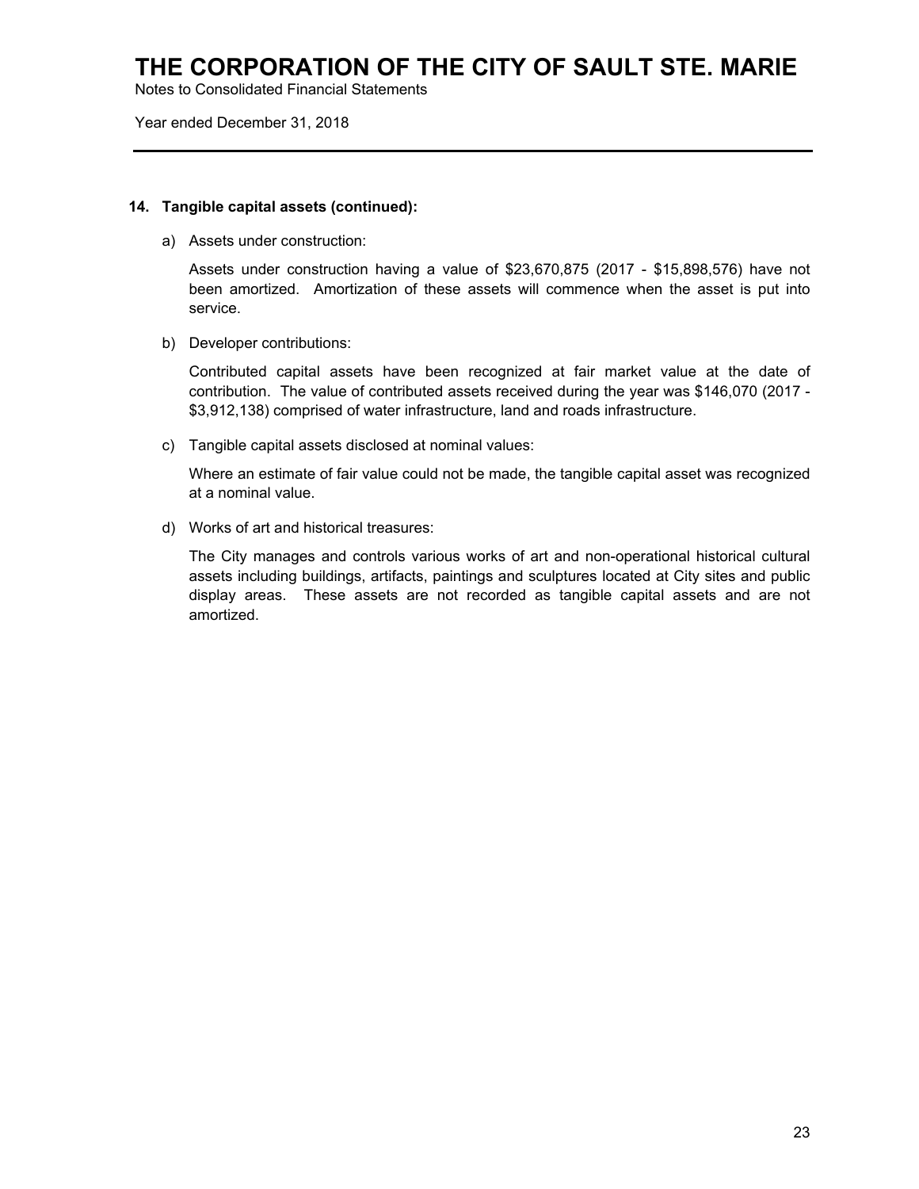**14. Tangible capital assets (continued):**

a) Assets under construction:

Assets under construction having a value of $23,670,875 (2017 - $15,898,576) have not been amortized. Amortization of these assets will commence when the asset is put into service.

b) Developer contributions:

Contributed capital assets have been recognized at fair market value at the date of contribution. The value of contributed assets received during the year was $146,070 (2017 - $3,912,138) comprised of water infrastructure, land and roads infrastructure.

c) Tangible capital assets disclosed at nominal values:

Where an estimate of fair value could not be made, the tangible capital asset was recognized at a nominal value.

d) Works of art and historical treasures:

The City manages and controls various works of art and non-operational historical cultural assets including buildings, artifacts, paintings and sculptures located at City sites and public display areas. These assets are not recorded as tangible capital assets and are not amortized.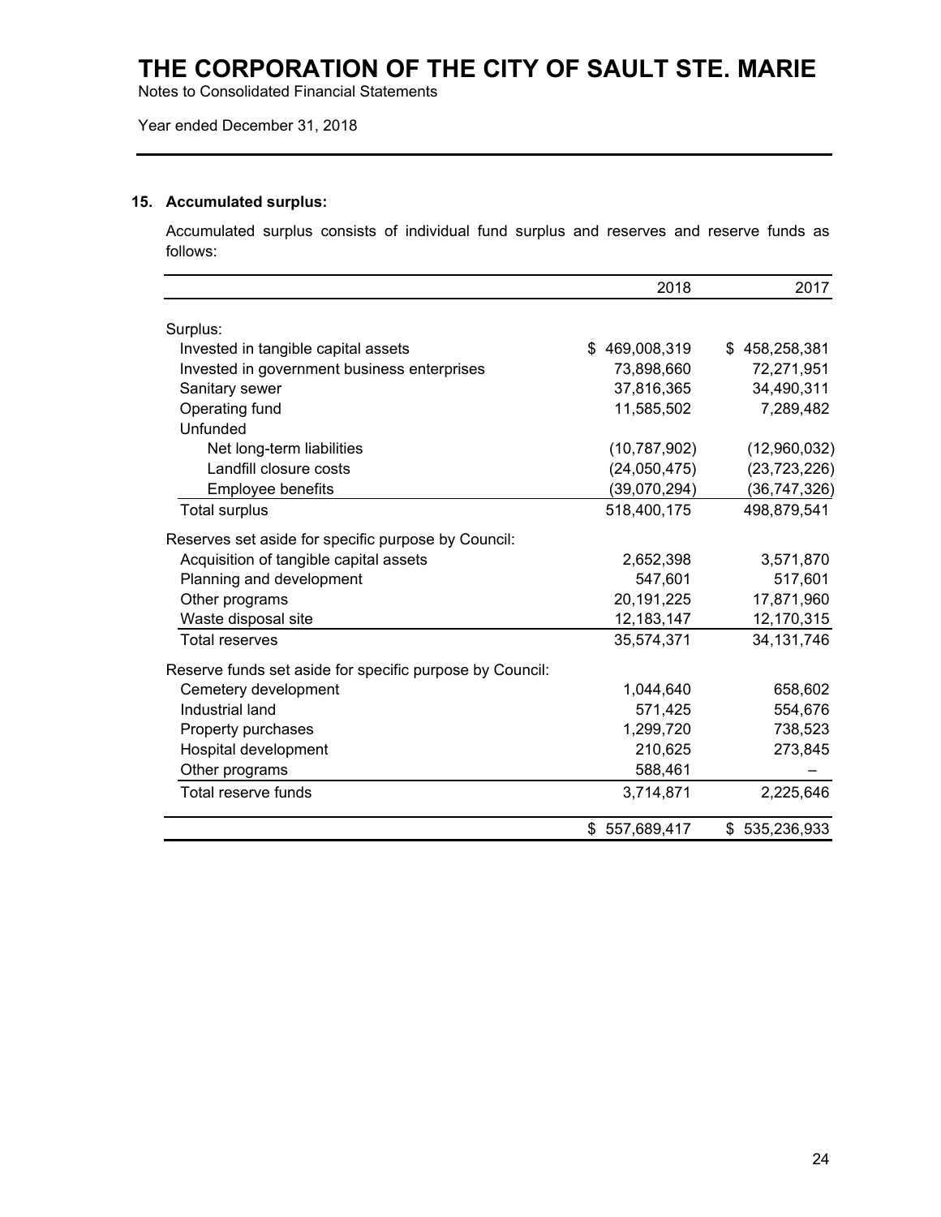# THE CORPORATION OF THE CITY OF SAULT STE. MARIE

Notes to Consolidated Financial Statements

Year ended December 31, 2018

---

## 15. Accumulated surplus:

Accumulated surplus consists of individual fund surplus and reserves and reserve funds as follows:

| | 2018 | 2017 |
|---|---:|---:|
| Surplus: | | |
| Invested in tangible capital assets | $ 469,008,319 | $ 458,258,381 |
| Invested in government business enterprises | 73,898,660 | 72,271,951 |
| Sanitary sewer | 37,816,365 | 34,490,311 |
| Operating fund | 11,585,502 | 7,289,482 |
| Unfunded | | |
| Net long-term liabilities | (10,787,902) | (12,960,032) |
| Landfill closure costs | (24,050,475) | (23,723,226) |
| Employee benefits | (39,070,294) | (36,747,326) |
| Total surplus | 518,400,175 | 498,879,541 |
| Reserves set aside for specific purpose by Council: | | |
| Acquisition of tangible capital assets | 2,652,398 | 3,571,870 |
| Planning and development | 547,601 | 517,601 |
| Other programs | 20,191,225 | 17,871,960 |
| Waste disposal site | 12,183,147 | 12,170,315 |
| Total reserves | 35,574,371 | 34,131,746 |
| Reserve funds set aside for specific purpose by Council: | | |
| Cemetery development | 1,044,640 | 658,602 |
| Industrial land | 571,425 | 554,676 |
| Property purchases | 1,299,720 | 738,523 |
| Hospital development | 210,625 | 273,845 |
| Other programs | 588,461 | – |
| Total reserve funds | 3,714,871 | 2,225,646 |
| | $ 557,689,417 | $ 535,236,933 |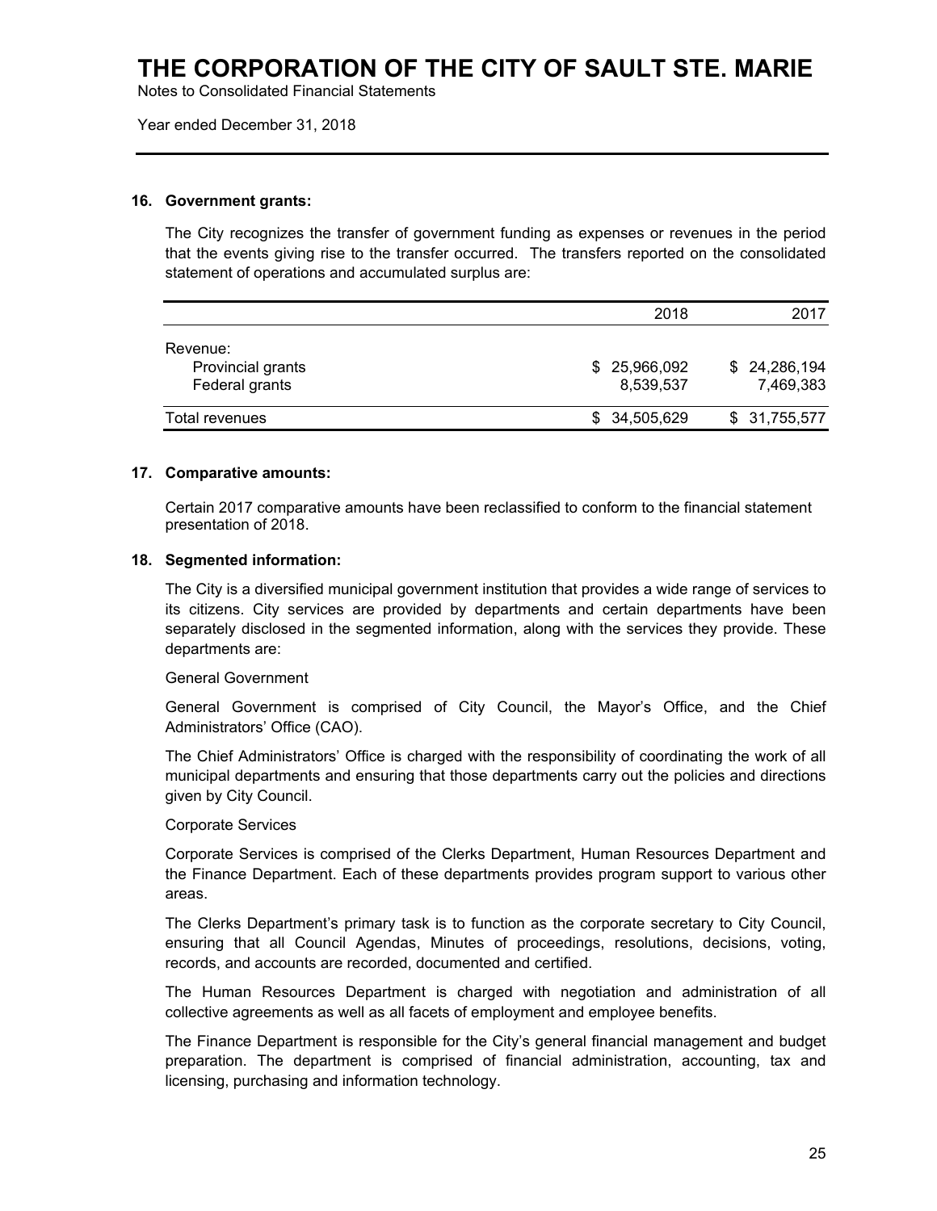### 16. Government grants:

The City recognizes the transfer of government funding as expenses or revenues in the period that the events giving rise to the transfer occurred. The transfers reported on the consolidated statement of operations and accumulated surplus are:

| | 2018 | 2017 |
|---|---|---|
| Revenue: | | |
| Provincial grants | $ 25,966,092 | $ 24,286,194 |
| Federal grants | 8,539,537 | 7,469,383 |
| Total revenues | $ 34,505,629 | $ 31,755,577 |

### 17. Comparative amounts:

Certain 2017 comparative amounts have been reclassified to conform to the financial statement presentation of 2018.

### 18. Segmented information:

The City is a diversified municipal government institution that provides a wide range of services to its citizens. City services are provided by departments and certain departments have been separately disclosed in the segmented information, along with the services they provide. These departments are:

General Government

General Government is comprised of City Council, the Mayor's Office, and the Chief Administrators' Office (CAO).

The Chief Administrators' Office is charged with the responsibility of coordinating the work of all municipal departments and ensuring that those departments carry out the policies and directions given by City Council.

Corporate Services

Corporate Services is comprised of the Clerks Department, Human Resources Department and the Finance Department. Each of these departments provides program support to various other areas.

The Clerks Department's primary task is to function as the corporate secretary to City Council, ensuring that all Council Agendas, Minutes of proceedings, resolutions, decisions, voting, records, and accounts are recorded, documented and certified.

The Human Resources Department is charged with negotiation and administration of all collective agreements as well as all facets of employment and employee benefits.

The Finance Department is responsible for the City's general financial management and budget preparation. The department is comprised of financial administration, accounting, tax and licensing, purchasing and information technology.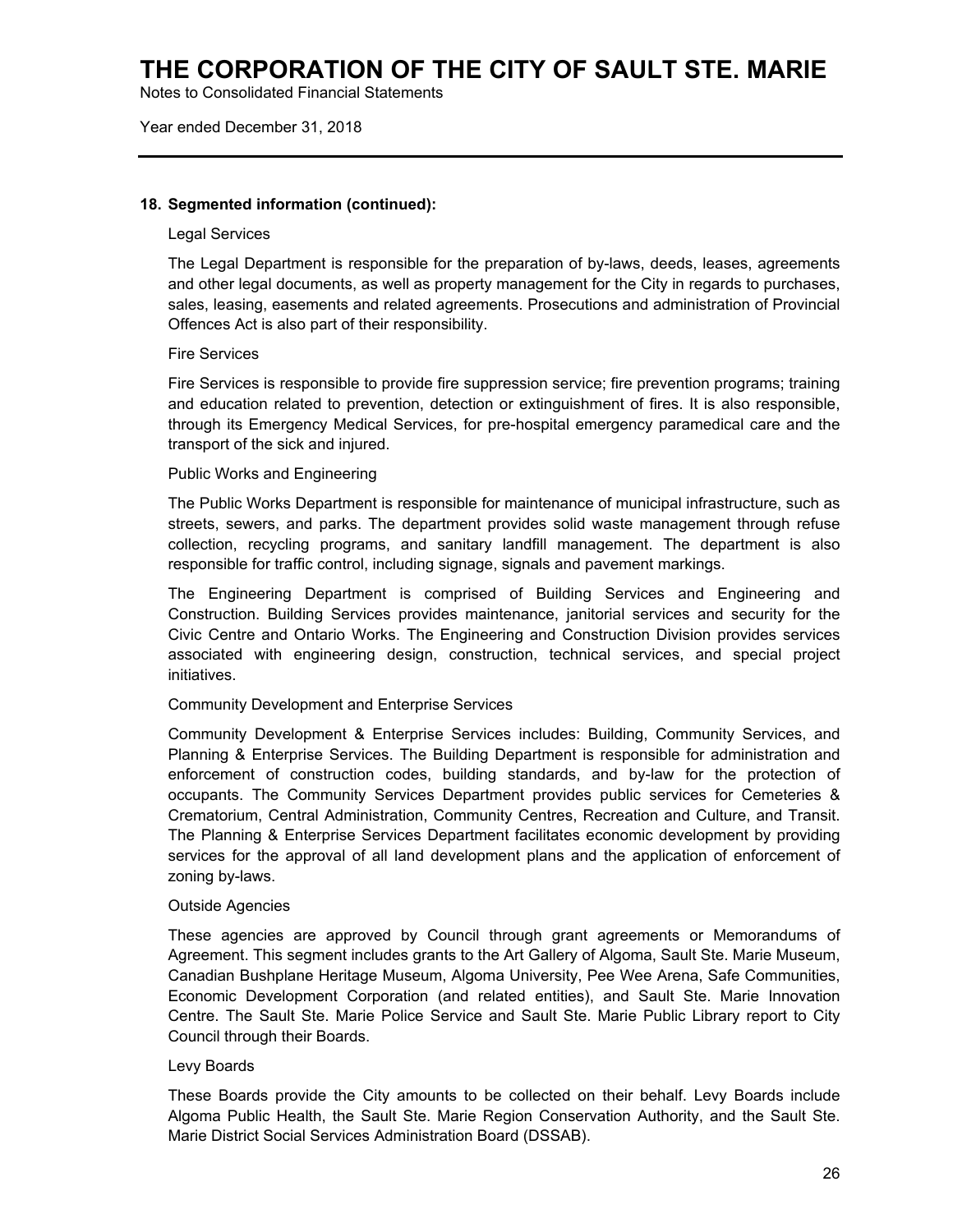## 18. Segmented information (continued):

Legal Services

The Legal Department is responsible for the preparation of by-laws, deeds, leases, agreements and other legal documents, as well as property management for the City in regards to purchases, sales, leasing, easements and related agreements. Prosecutions and administration of Provincial Offences Act is also part of their responsibility.

Fire Services

Fire Services is responsible to provide fire suppression service; fire prevention programs; training and education related to prevention, detection or extinguishment of fires. It is also responsible, through its Emergency Medical Services, for pre-hospital emergency paramedical care and the transport of the sick and injured.

Public Works and Engineering

The Public Works Department is responsible for maintenance of municipal infrastructure, such as streets, sewers, and parks. The department provides solid waste management through refuse collection, recycling programs, and sanitary landfill management. The department is also responsible for traffic control, including signage, signals and pavement markings.

The Engineering Department is comprised of Building Services and Engineering and Construction. Building Services provides maintenance, janitorial services and security for the Civic Centre and Ontario Works. The Engineering and Construction Division provides services associated with engineering design, construction, technical services, and special project initiatives.

Community Development and Enterprise Services

Community Development & Enterprise Services includes: Building, Community Services, and Planning & Enterprise Services. The Building Department is responsible for administration and enforcement of construction codes, building standards, and by-law for the protection of occupants. The Community Services Department provides public services for Cemeteries & Crematorium, Central Administration, Community Centres, Recreation and Culture, and Transit. The Planning & Enterprise Services Department facilitates economic development by providing services for the approval of all land development plans and the application of enforcement of zoning by-laws.

Outside Agencies

These agencies are approved by Council through grant agreements or Memorandums of Agreement. This segment includes grants to the Art Gallery of Algoma, Sault Ste. Marie Museum, Canadian Bushplane Heritage Museum, Algoma University, Pee Wee Arena, Safe Communities, Economic Development Corporation (and related entities), and Sault Ste. Marie Innovation Centre. The Sault Ste. Marie Police Service and Sault Ste. Marie Public Library report to City Council through their Boards.

Levy Boards

These Boards provide the City amounts to be collected on their behalf. Levy Boards include Algoma Public Health, the Sault Ste. Marie Region Conservation Authority, and the Sault Ste. Marie District Social Services Administration Board (DSSAB).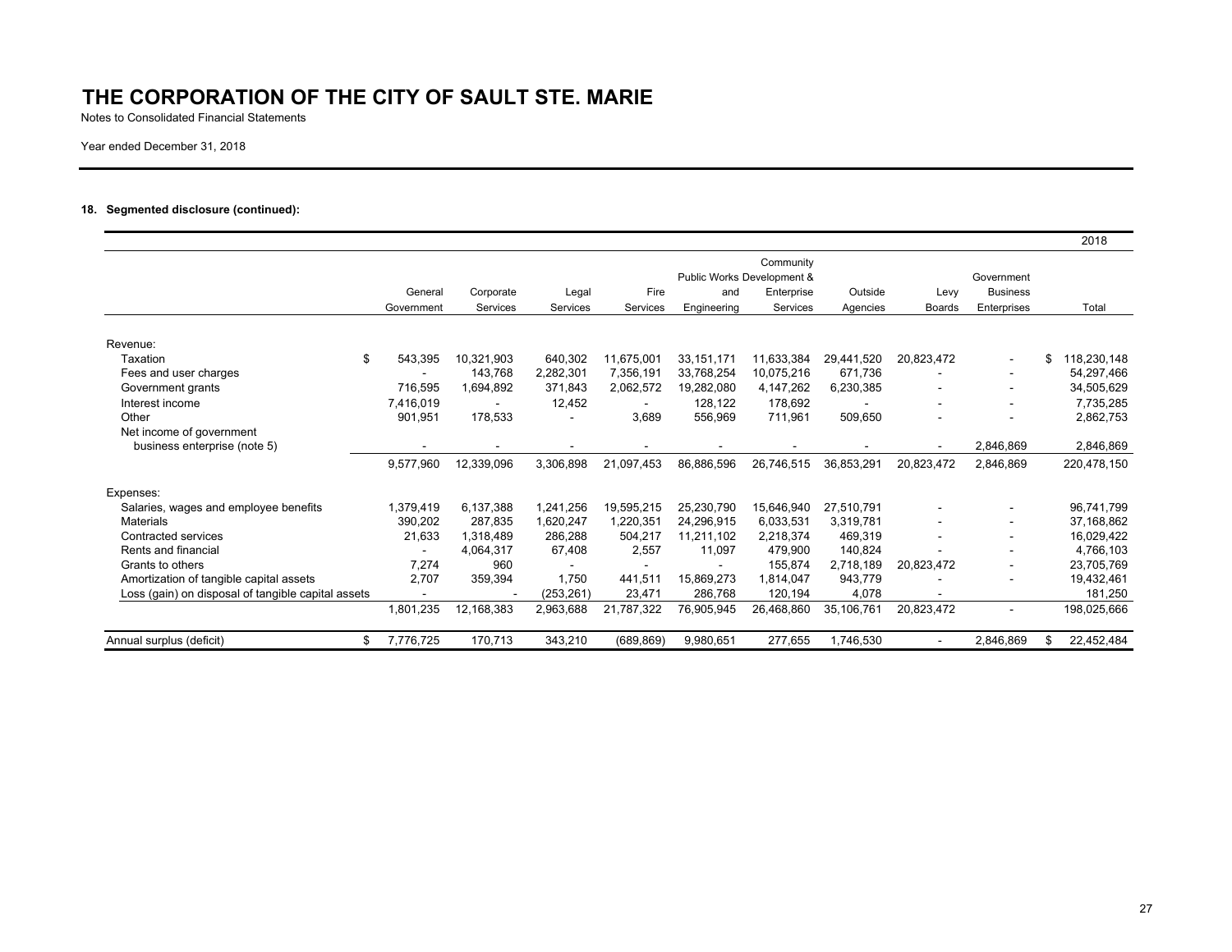# THE CORPORATION OF THE CITY OF SAULT STE. MARIE

Notes to Consolidated Financial Statements

Year ended December 31, 2018

### 18. Segmented disclosure (continued):

| | General Government | Corporate Services | Legal Services | Fire Services | Public Works and Engineering | Community Development & Enterprise Services | Outside Agencies | Levy Boards | Government Business Enterprises | 2018 Total |
|---|---|---|---|---|---|---|---|---|---|---|
| **Revenue:** | | | | | | | | | | |
| Taxation | $ 543,395 | 10,321,903 | 640,302 | 11,675,001 | 33,151,171 | 11,633,384 | 29,441,520 | 20,823,472 | - | $ 118,230,148 |
| Fees and user charges | - | 143,768 | 2,282,301 | 7,356,191 | 33,768,254 | 10,075,216 | 671,736 | - | - | 54,297,466 |
| Government grants | 716,595 | 1,694,892 | 371,843 | 2,062,572 | 19,282,080 | 4,147,262 | 6,230,385 | - | - | 34,505,629 |
| Interest income | 7,416,019 | - | 12,452 | - | 128,122 | 178,692 | - | - | - | 7,735,285 |
| Other | 901,951 | 178,533 | - | 3,689 | 556,969 | 711,961 | 509,650 | - | - | 2,862,753 |
| Net income of government business enterprise (note 5) | - | - | - | - | - | - | - | - | 2,846,869 | 2,846,869 |
| | 9,577,960 | 12,339,096 | 3,306,898 | 21,097,453 | 86,886,596 | 26,746,515 | 36,853,291 | 20,823,472 | 2,846,869 | 220,478,150 |
| **Expenses:** | | | | | | | | | | |
| Salaries, wages and employee benefits | 1,379,419 | 6,137,388 | 1,241,256 | 19,595,215 | 25,230,790 | 15,646,940 | 27,510,791 | - | - | 96,741,799 |
| Materials | 390,202 | 287,835 | 1,620,247 | 1,220,351 | 24,296,915 | 6,033,531 | 3,319,781 | - | - | 37,168,862 |
| Contracted services | 21,633 | 1,318,489 | 286,288 | 504,217 | 11,211,102 | 2,218,374 | 469,319 | - | - | 16,029,422 |
| Rents and financial | - | 4,064,317 | 67,408 | 2,557 | 11,097 | 479,900 | 140,824 | - | - | 4,766,103 |
| Grants to others | 7,274 | 960 | - | - | - | 155,874 | 2,718,189 | 20,823,472 | - | 23,705,769 |
| Amortization of tangible capital assets | 2,707 | 359,394 | 1,750 | 441,511 | 15,869,273 | 1,814,047 | 943,779 | - | - | 19,432,461 |
| Loss (gain) on disposal of tangible capital assets | - | - | (253,261) | 23,471 | 286,768 | 120,194 | 4,078 | - | | 181,250 |
| | 1,801,235 | 12,168,383 | 2,963,688 | 21,787,322 | 76,905,945 | 26,468,860 | 35,106,761 | 20,823,472 | - | 198,025,666 |
| Annual surplus (deficit) | $ 7,776,725 | 170,713 | 343,210 | (689,869) | 9,980,651 | 277,655 | 1,746,530 | - | 2,846,869 | $ 22,452,484 |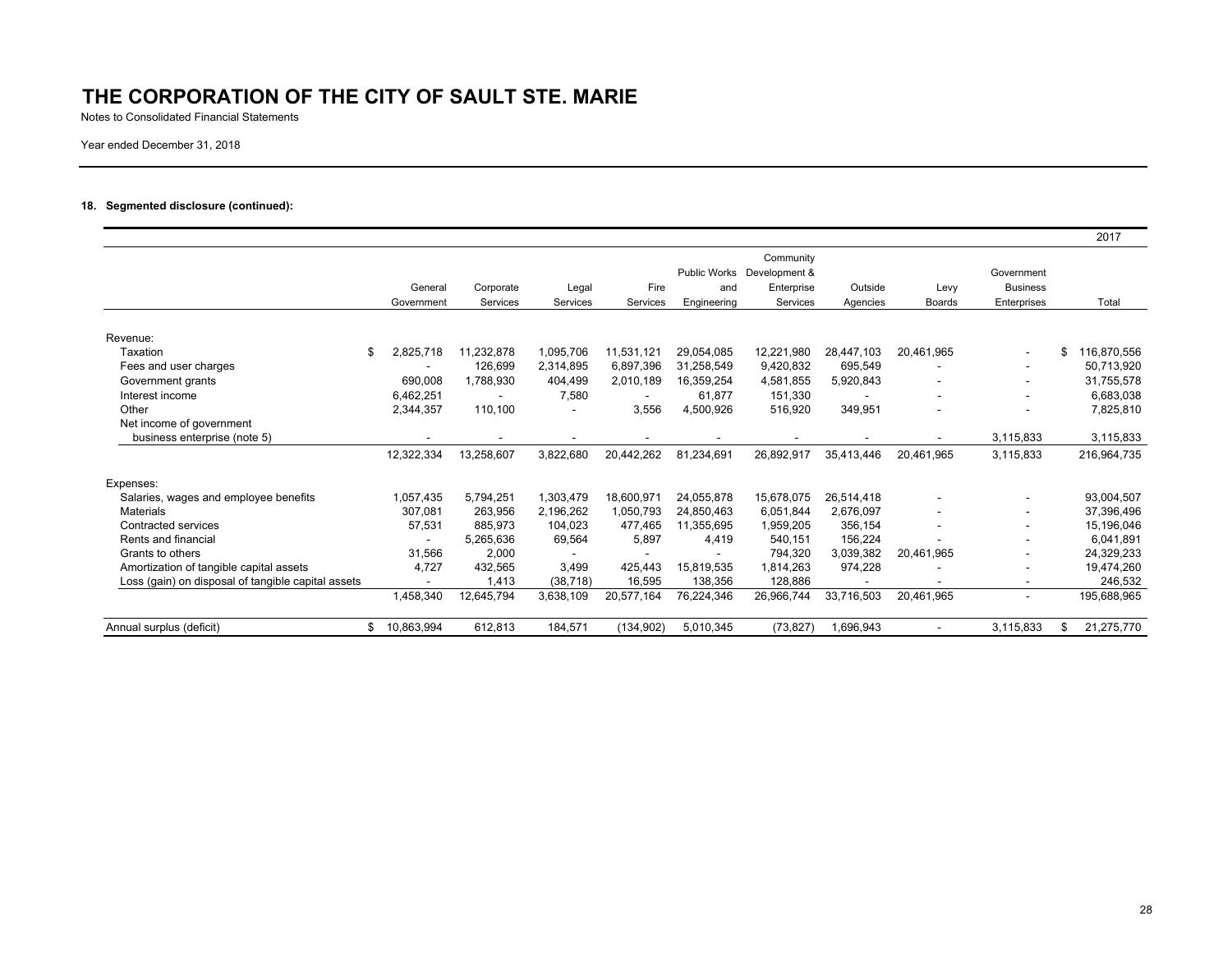# THE CORPORATION OF THE CITY OF SAULT STE. MARIE

Notes to Consolidated Financial Statements

Year ended December 31, 2018

### 18. Segmented disclosure (continued):

| | | | | | | | | | | 2017 |
|---|---|---|---|---|---|---|---|---|---|---|
| | General Government | Corporate Services | Legal Services | Fire Services | Public Works and Engineering | Community Development & Enterprise Services | Outside Agencies | Levy Boards | Government Business Enterprises | Total |
| Revenue: | | | | | | | | | | |
| Taxation | $ 2,825,718 | 11,232,878 | 1,095,706 | 11,531,121 | 29,054,085 | 12,221,980 | 28,447,103 | 20,461,965 | - | $ 116,870,556 |
| Fees and user charges | - | 126,699 | 2,314,895 | 6,897,396 | 31,258,549 | 9,420,832 | 695,549 | - | - | 50,713,920 |
| Government grants | 690,008 | 1,788,930 | 404,499 | 2,010,189 | 16,359,254 | 4,581,855 | 5,920,843 | - | - | 31,755,578 |
| Interest income | 6,462,251 | - | 7,580 | - | 61,877 | 151,330 | - | - | - | 6,683,038 |
| Other | 2,344,357 | 110,100 | - | 3,556 | 4,500,926 | 516,920 | 349,951 | - | - | 7,825,810 |
| Net income of government business enterprise (note 5) | - | - | - | - | - | - | - | - | 3,115,833 | 3,115,833 |
| | 12,322,334 | 13,258,607 | 3,822,680 | 20,442,262 | 81,234,691 | 26,892,917 | 35,413,446 | 20,461,965 | 3,115,833 | 216,964,735 |
| Expenses: | | | | | | | | | | |
| Salaries, wages and employee benefits | 1,057,435 | 5,794,251 | 1,303,479 | 18,600,971 | 24,055,878 | 15,678,075 | 26,514,418 | - | - | 93,004,507 |
| Materials | 307,081 | 263,956 | 2,196,262 | 1,050,793 | 24,850,463 | 6,051,844 | 2,676,097 | - | - | 37,396,496 |
| Contracted services | 57,531 | 885,973 | 104,023 | 477,465 | 11,355,695 | 1,959,205 | 356,154 | - | - | 15,196,046 |
| Rents and financial | - | 5,265,636 | 69,564 | 5,897 | 4,419 | 540,151 | 156,224 | - | - | 6,041,891 |
| Grants to others | 31,566 | 2,000 | - | - | - | 794,320 | 3,039,382 | 20,461,965 | - | 24,329,233 |
| Amortization of tangible capital assets | 4,727 | 432,565 | 3,499 | 425,443 | 15,819,535 | 1,814,263 | 974,228 | - | - | 19,474,260 |
| Loss (gain) on disposal of tangible capital assets | - | 1,413 | (38,718) | 16,595 | 138,356 | 128,886 | - | - | - | 246,532 |
| | 1,458,340 | 12,645,794 | 3,638,109 | 20,577,164 | 76,224,346 | 26,966,744 | 33,716,503 | 20,461,965 | - | 195,688,965 |
| Annual surplus (deficit) | $ 10,863,994 | 612,813 | 184,571 | (134,902) | 5,010,345 | (73,827) | 1,696,943 | - | 3,115,833 | $ 21,275,770 |